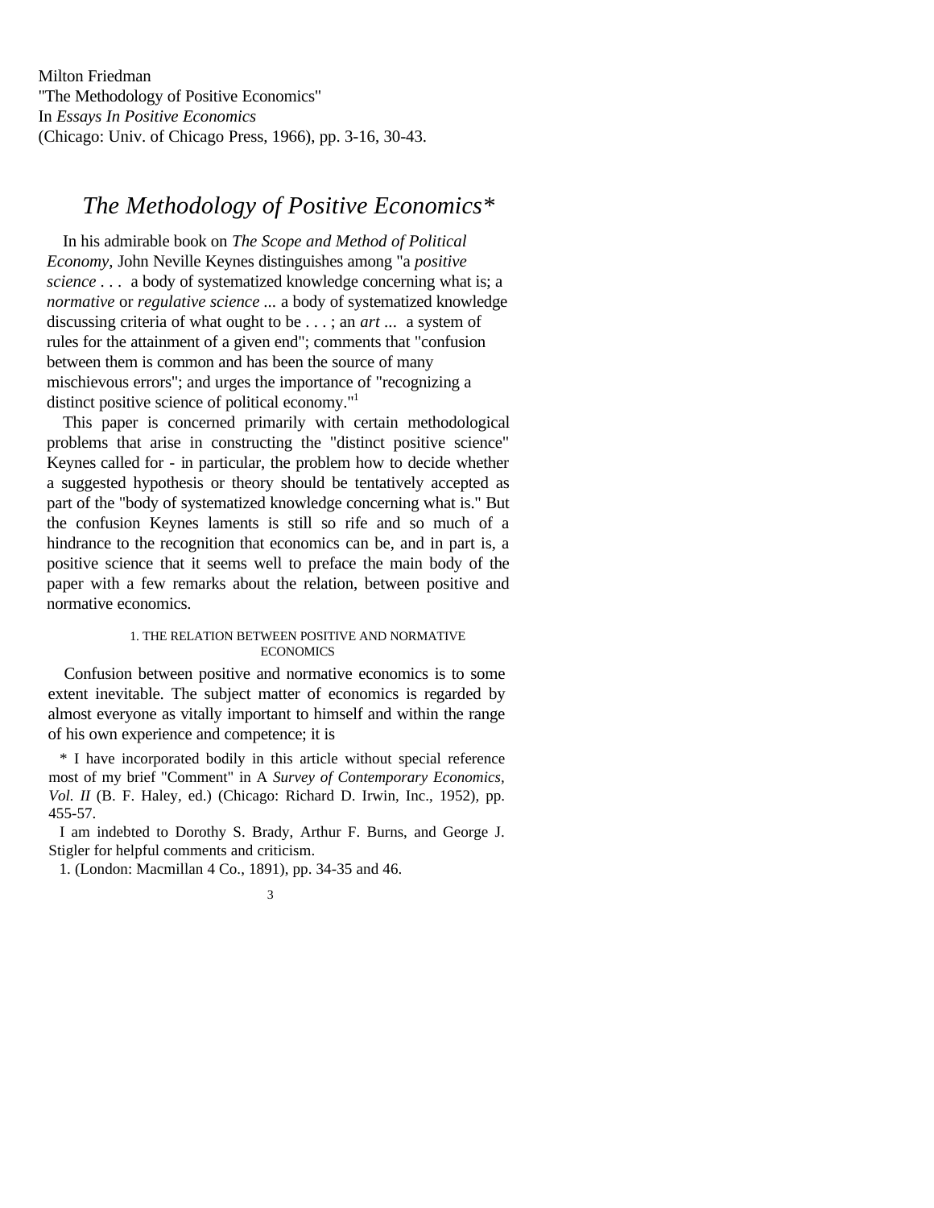Milton Friedman
"The Methodology of Positive Economics"
In *Essays In Positive Economics*
(Chicago: Univ. of Chicago Press, 1966), pp. 3-16, 30-43.

# *The Methodology of Positive Economics**

In his admirable book on *The Scope and Method of Political Economy*, John Neville Keynes distinguishes among "a *positive science* . . . a body of systematized knowledge concerning what is; a *normative* or *regulative science* ... a body of systematized knowledge discussing criteria of what ought to be . . . ; an *art* ... a system of rules for the attainment of a given end"; comments that "confusion between them is common and has been the source of many mischievous errors"; and urges the importance of "recognizing a distinct positive science of political economy."[1]

This paper is concerned primarily with certain methodological problems that arise in constructing the "distinct positive science" Keynes called for - in particular, the problem how to decide whether a suggested hypothesis or theory should be tentatively accepted as part of the "body of systematized knowledge concerning what is." But the confusion Keynes laments is still so rife and so much of a hindrance to the recognition that economics can be, and in part is, a positive science that it seems well to preface the main body of the paper with a few remarks about the relation, between positive and normative economics.

## 1. THE RELATION BETWEEN POSITIVE AND NORMATIVE ECONOMICS

Confusion between positive and normative economics is to some extent inevitable. The subject matter of economics is regarded by almost everyone as vitally important to himself and within the range of his own experience and competence; it is

\* I have incorporated bodily in this article without special reference most of my brief "Comment" in A *Survey of Contemporary Economics, Vol. II* (B. F. Haley, ed.) (Chicago: Richard D. Irwin, Inc., 1952), pp. 455-57.

I am indebted to Dorothy S. Brady, Arthur F. Burns, and George J. Stigler for helpful comments and criticism.

1. (London: Macmillan 4 Co., 1891), pp. 34-35 and 46.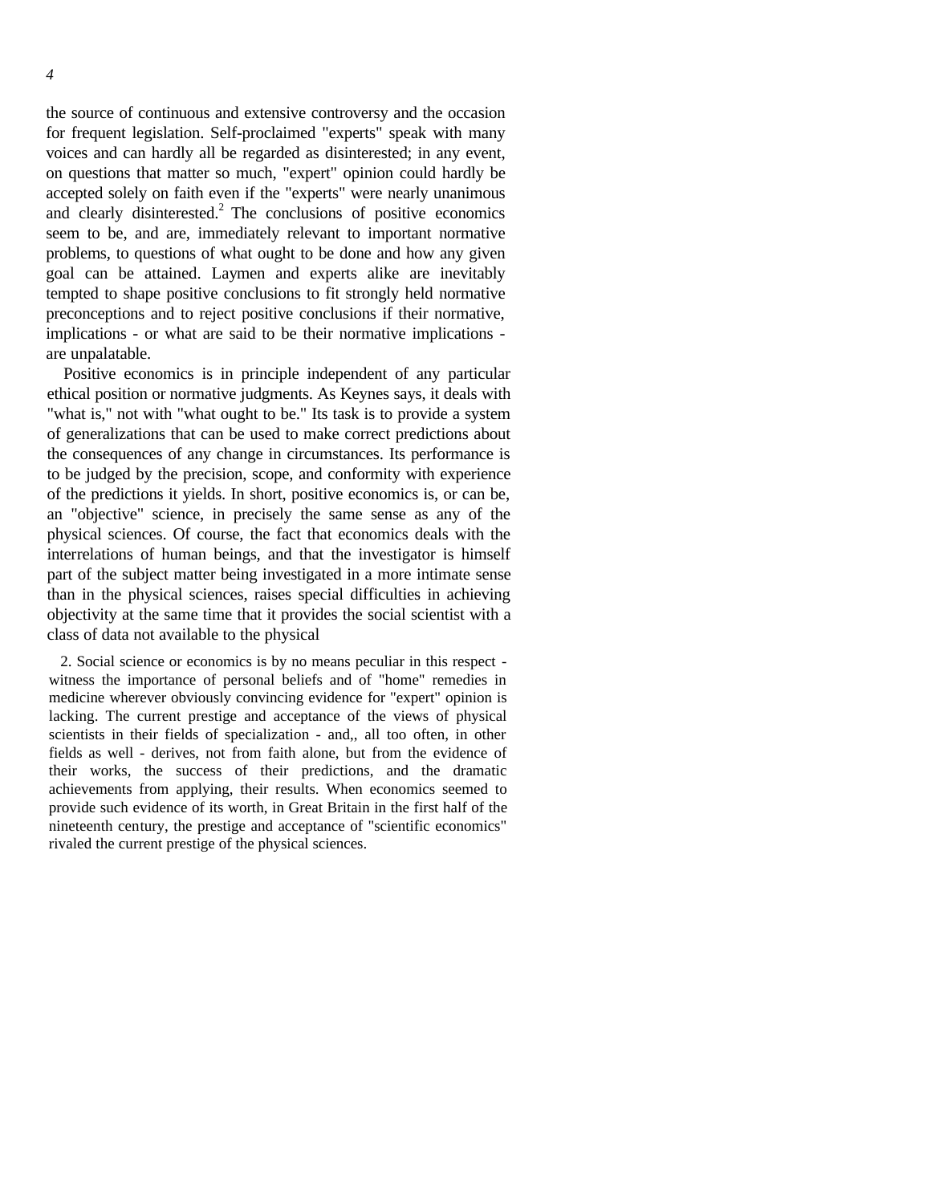the source of continuous and extensive controversy and the occasion for frequent legislation. Self-proclaimed "experts" speak with many voices and can hardly all be regarded as disinterested; in any event, on questions that matter so much, "expert" opinion could hardly be accepted solely on faith even if the "experts" were nearly unanimous and clearly disinterested.[2] The conclusions of positive economics seem to be, and are, immediately relevant to important normative problems, to questions of what ought to be done and how any given goal can be attained. Laymen and experts alike are inevitably tempted to shape positive conclusions to fit strongly held normative preconceptions and to reject positive conclusions if their normative, implications - or what are said to be their normative implications - are unpalatable.

Positive economics is in principle independent of any particular ethical position or normative judgments. As Keynes says, it deals with "what is," not with "what ought to be." Its task is to provide a system of generalizations that can be used to make correct predictions about the consequences of any change in circumstances. Its performance is to be judged by the precision, scope, and conformity with experience of the predictions it yields. In short, positive economics is, or can be, an "objective" science, in precisely the same sense as any of the physical sciences. Of course, the fact that economics deals with the interrelations of human beings, and that the investigator is himself part of the subject matter being investigated in a more intimate sense than in the physical sciences, raises special difficulties in achieving objectivity at the same time that it provides the social scientist with a class of data not available to the physical

2. Social science or economics is by no means peculiar in this respect - witness the importance of personal beliefs and of "home" remedies in medicine wherever obviously convincing evidence for "expert" opinion is lacking. The current prestige and acceptance of the views of physical scientists in their fields of specialization - and,, all too often, in other fields as well - derives, not from faith alone, but from the evidence of their works, the success of their predictions, and the dramatic achievements from applying, their results. When economics seemed to provide such evidence of its worth, in Great Britain in the first half of the nineteenth century, the prestige and acceptance of "scientific economics" rivaled the current prestige of the physical sciences.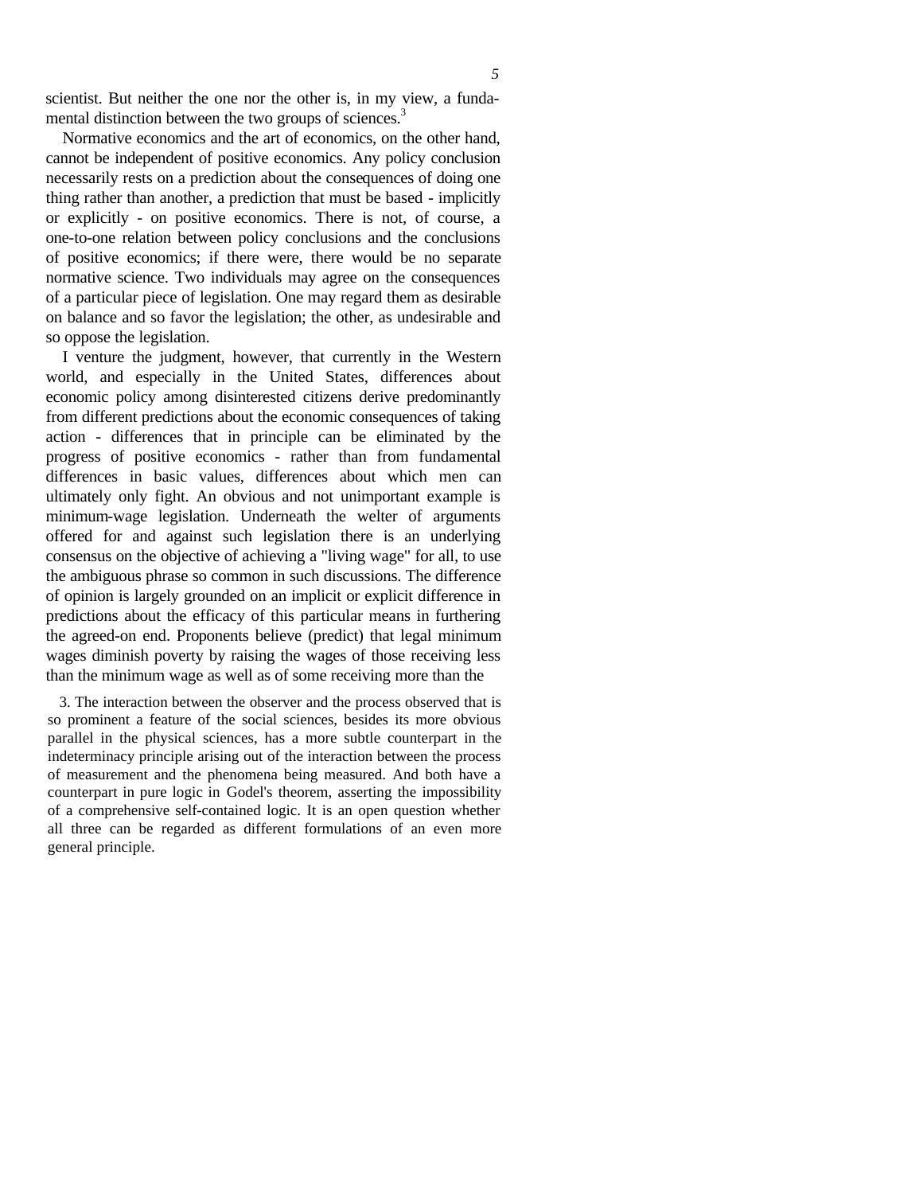scientist. But neither the one nor the other is, in my view, a fundamental distinction between the two groups of sciences.[3]

Normative economics and the art of economics, on the other hand, cannot be independent of positive economics. Any policy conclusion necessarily rests on a prediction about the consequences of doing one thing rather than another, a prediction that must be based - implicitly or explicitly - on positive economics. There is not, of course, a one-to-one relation between policy conclusions and the conclusions of positive economics; if there were, there would be no separate normative science. Two individuals may agree on the consequences of a particular piece of legislation. One may regard them as desirable on balance and so favor the legislation; the other, as undesirable and so oppose the legislation.

I venture the judgment, however, that currently in the Western world, and especially in the United States, differences about economic policy among disinterested citizens derive predominantly from different predictions about the economic consequences of taking action - differences that in principle can be eliminated by the progress of positive economics - rather than from fundamental differences in basic values, differences about which men can ultimately only fight. An obvious and not unimportant example is minimum-wage legislation. Underneath the welter of arguments offered for and against such legislation there is an underlying consensus on the objective of achieving a "living wage" for all, to use the ambiguous phrase so common in such discussions. The difference of opinion is largely grounded on an implicit or explicit difference in predictions about the efficacy of this particular means in furthering the agreed-on end. Proponents believe (predict) that legal minimum wages diminish poverty by raising the wages of those receiving less than the minimum wage as well as of some receiving more than the

3. The interaction between the observer and the process observed that is so prominent a feature of the social sciences, besides its more obvious parallel in the physical sciences, has a more subtle counterpart in the indeterminacy principle arising out of the interaction between the process of measurement and the phenomena being measured. And both have a counterpart in pure logic in Godel's theorem, asserting the impossibility of a comprehensive self-contained logic. It is an open question whether all three can be regarded as different formulations of an even more general principle.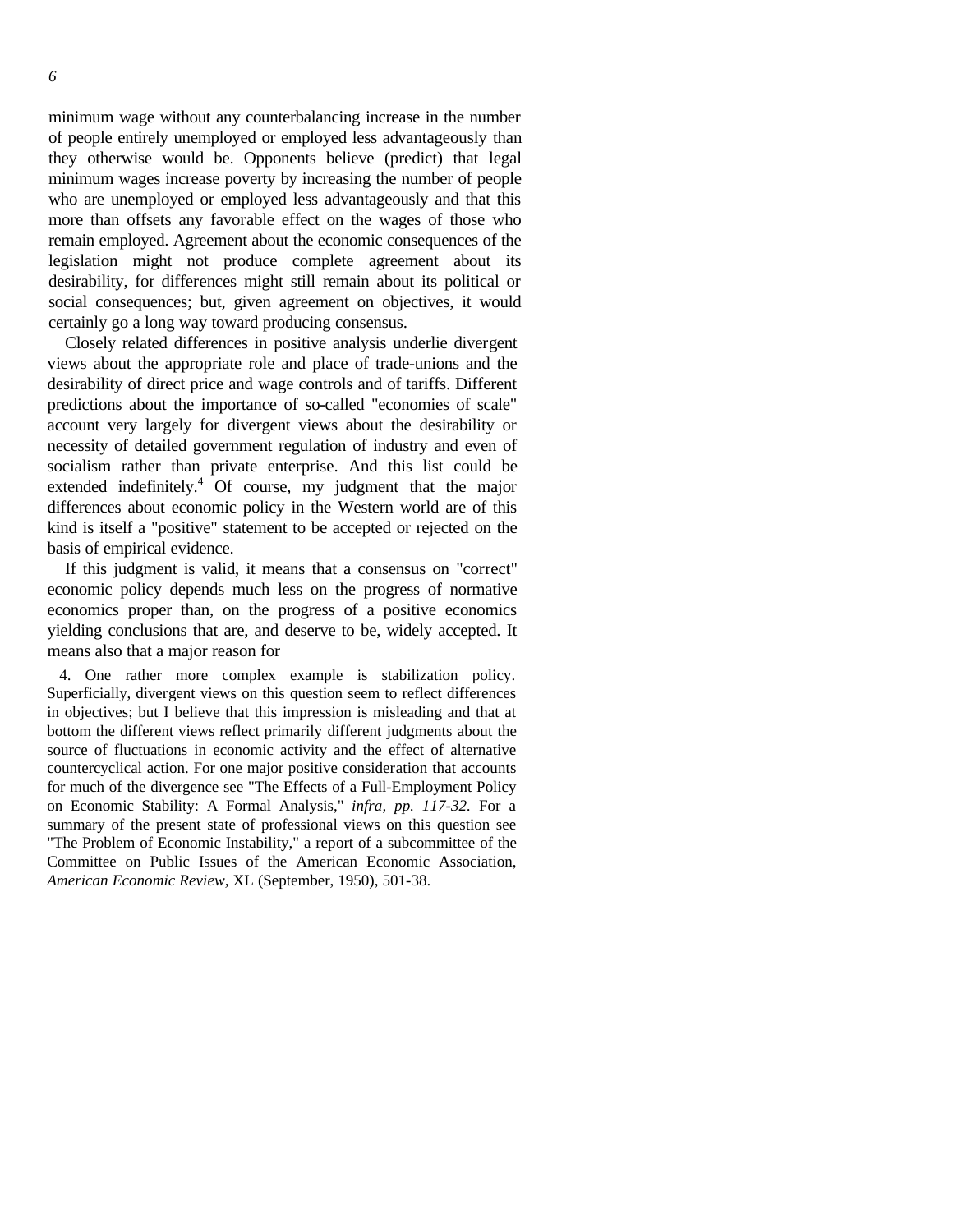minimum wage without any counterbalancing increase in the number of people entirely unemployed or employed less advantageously than they otherwise would be. Opponents believe (predict) that legal minimum wages increase poverty by increasing the number of people who are unemployed or employed less advantageously and that this more than offsets any favorable effect on the wages of those who remain employed. Agreement about the economic consequences of the legislation might not produce complete agreement about its desirability, for differences might still remain about its political or social consequences; but, given agreement on objectives, it would certainly go a long way toward producing consensus.

Closely related differences in positive analysis underlie divergent views about the appropriate role and place of trade-unions and the desirability of direct price and wage controls and of tariffs. Different predictions about the importance of so-called "economies of scale" account very largely for divergent views about the desirability or necessity of detailed government regulation of industry and even of socialism rather than private enterprise. And this list could be extended indefinitely.[4] Of course, my judgment that the major differences about economic policy in the Western world are of this kind is itself a "positive" statement to be accepted or rejected on the basis of empirical evidence.

If this judgment is valid, it means that a consensus on "correct" economic policy depends much less on the progress of normative economics proper than, on the progress of a positive economics yielding conclusions that are, and deserve to be, widely accepted. It means also that a major reason for

4. One rather more complex example is stabilization policy. Superficially, divergent views on this question seem to reflect differences in objectives; but I believe that this impression is misleading and that at bottom the different views reflect primarily different judgments about the source of fluctuations in economic activity and the effect of alternative countercyclical action. For one major positive consideration that accounts for much of the divergence see "The Effects of a Full-Employment Policy on Economic Stability: A Formal Analysis," *infra, pp. 117-32.* For a summary of the present state of professional views on this question see "The Problem of Economic Instability," a report of a subcommittee of the Committee on Public Issues of the American Economic Association, *American Economic Review,* XL (September, 1950), 501-38.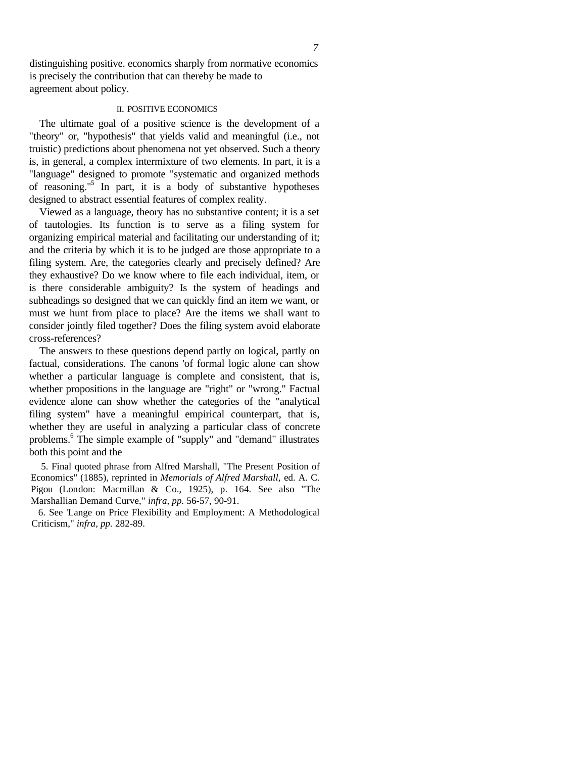distinguishing positive. economics sharply from normative economics is precisely the contribution that can thereby be made to agreement about policy.

## II. POSITIVE ECONOMICS

The ultimate goal of a positive science is the development of a "theory" or, "hypothesis" that yields valid and meaningful (i.e., not truistic) predictions about phenomena not yet observed. Such a theory is, in general, a complex intermixture of two elements. In part, it is a "language" designed to promote "systematic and organized methods of reasoning."[5] In part, it is a body of substantive hypotheses designed to abstract essential features of complex reality.

Viewed as a language, theory has no substantive content; it is a set of tautologies. Its function is to serve as a filing system for organizing empirical material and facilitating our understanding of it; and the criteria by which it is to be judged are those appropriate to a filing system. Are, the categories clearly and precisely defined? Are they exhaustive? Do we know where to file each individual, item, or is there considerable ambiguity? Is the system of headings and subheadings so designed that we can quickly find an item we want, or must we hunt from place to place? Are the items we shall want to consider jointly filed together? Does the filing system avoid elaborate cross-references?

The answers to these questions depend partly on logical, partly on factual, considerations. The canons 'of formal logic alone can show whether a particular language is complete and consistent, that is, whether propositions in the language are "right" or "wrong." Factual evidence alone can show whether the categories of the "analytical filing system" have a meaningful empirical counterpart, that is, whether they are useful in analyzing a particular class of concrete problems.[6] The simple example of "supply" and "demand" illustrates both this point and the

5. Final quoted phrase from Alfred Marshall, "The Present Position of Economics" (1885), reprinted in *Memorials of Alfred Marshall,* ed. A. C. Pigou (London: Macmillan & Co., 1925), p. 164. See also "The Marshallian Demand Curve," *infra, pp.* 56-57, 90-91.

6. See 'Lange on Price Flexibility and Employment: A Methodological Criticism," *infra, pp.* 282-89.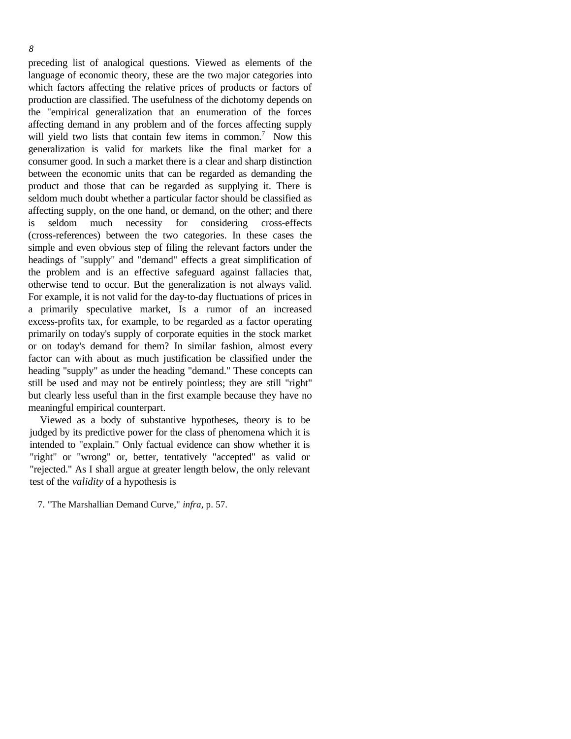preceding list of analogical questions. Viewed as elements of the language of economic theory, these are the two major categories into which factors affecting the relative prices of products or factors of production are classified. The usefulness of the dichotomy depends on the "empirical generalization that an enumeration of the forces affecting demand in any problem and of the forces affecting supply will yield two lists that contain few items in common.[7] Now this generalization is valid for markets like the final market for a consumer good. In such a market there is a clear and sharp distinction between the economic units that can be regarded as demanding the product and those that can be regarded as supplying it. There is seldom much doubt whether a particular factor should be classified as affecting supply, on the one hand, or demand, on the other; and there is seldom much necessity for considering cross-effects (cross-references) between the two categories. In these cases the simple and even obvious step of filing the relevant factors under the headings of "supply" and "demand" effects a great simplification of the problem and is an effective safeguard against fallacies that, otherwise tend to occur. But the generalization is not always valid. For example, it is not valid for the day-to-day fluctuations of prices in a primarily speculative market, Is a rumor of an increased excess-profits tax, for example, to be regarded as a factor operating primarily on today's supply of corporate equities in the stock market or on today's demand for them? In similar fashion, almost every factor can with about as much justification be classified under the heading "supply" as under the heading "demand." These concepts can still be used and may not be entirely pointless; they are still "right" but clearly less useful than in the first example because they have no meaningful empirical counterpart.

Viewed as a body of substantive hypotheses, theory is to be judged by its predictive power for the class of phenomena which it is intended to "explain." Only factual evidence can show whether it is "right" or "wrong" or, better, tentatively "accepted" as valid or "rejected." As I shall argue at greater length below, the only relevant test of the *validity* of a hypothesis is

7. "The Marshallian Demand Curve," *infra*, p. 57.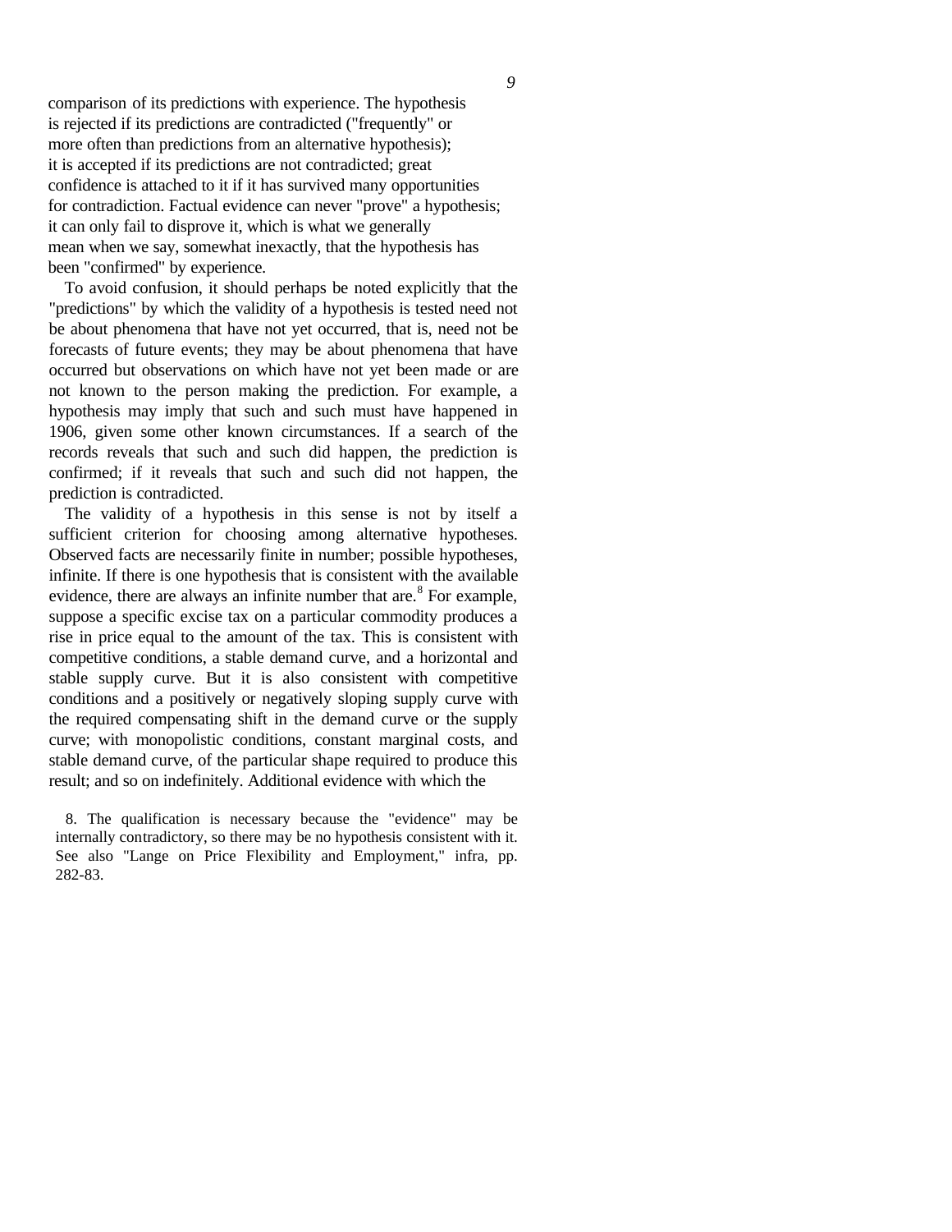comparison of its predictions with experience. The hypothesis is rejected if its predictions are contradicted ("frequently" or more often than predictions from an alternative hypothesis); it is accepted if its predictions are not contradicted; great confidence is attached to it if it has survived many opportunities for contradiction. Factual evidence can never "prove" a hypothesis; it can only fail to disprove it, which is what we generally mean when we say, somewhat inexactly, that the hypothesis has been "confirmed" by experience.

To avoid confusion, it should perhaps be noted explicitly that the "predictions" by which the validity of a hypothesis is tested need not be about phenomena that have not yet occurred, that is, need not be forecasts of future events; they may be about phenomena that have occurred but observations on which have not yet been made or are not known to the person making the prediction. For example, a hypothesis may imply that such and such must have happened in 1906, given some other known circumstances. If a search of the records reveals that such and such did happen, the prediction is confirmed; if it reveals that such and such did not happen, the prediction is contradicted.

The validity of a hypothesis in this sense is not by itself a sufficient criterion for choosing among alternative hypotheses. Observed facts are necessarily finite in number; possible hypotheses, infinite. If there is one hypothesis that is consistent with the available evidence, there are always an infinite number that are.[8] For example, suppose a specific excise tax on a particular commodity produces a rise in price equal to the amount of the tax. This is consistent with competitive conditions, a stable demand curve, and a horizontal and stable supply curve. But it is also consistent with competitive conditions and a positively or negatively sloping supply curve with the required compensating shift in the demand curve or the supply curve; with monopolistic conditions, constant marginal costs, and stable demand curve, of the particular shape required to produce this result; and so on indefinitely. Additional evidence with which the

8. The qualification is necessary because the "evidence" may be internally contradictory, so there may be no hypothesis consistent with it. See also "Lange on Price Flexibility and Employment," infra, pp. 282-83.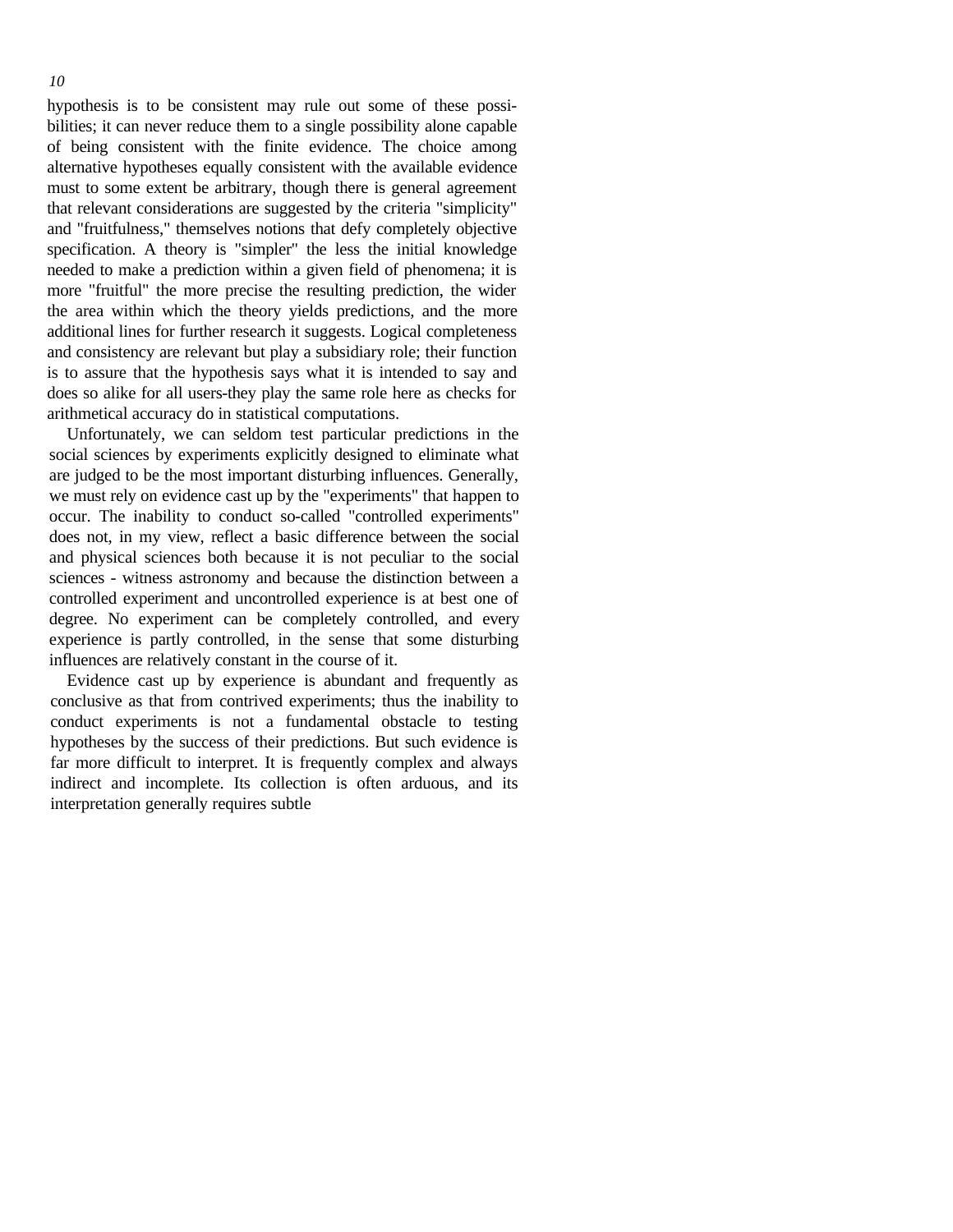hypothesis is to be consistent may rule out some of these possibilities; it can never reduce them to a single possibility alone capable of being consistent with the finite evidence. The choice among alternative hypotheses equally consistent with the available evidence must to some extent be arbitrary, though there is general agreement that relevant considerations are suggested by the criteria "simplicity" and "fruitfulness," themselves notions that defy completely objective specification. A theory is "simpler" the less the initial knowledge needed to make a prediction within a given field of phenomena; it is more "fruitful" the more precise the resulting prediction, the wider the area within which the theory yields predictions, and the more additional lines for further research it suggests. Logical completeness and consistency are relevant but play a subsidiary role; their function is to assure that the hypothesis says what it is intended to say and does so alike for all users-they play the same role here as checks for arithmetical accuracy do in statistical computations.

Unfortunately, we can seldom test particular predictions in the social sciences by experiments explicitly designed to eliminate what are judged to be the most important disturbing influences. Generally, we must rely on evidence cast up by the "experiments" that happen to occur. The inability to conduct so-called "controlled experiments" does not, in my view, reflect a basic difference between the social and physical sciences both because it is not peculiar to the social sciences - witness astronomy and because the distinction between a controlled experiment and uncontrolled experience is at best one of degree. No experiment can be completely controlled, and every experience is partly controlled, in the sense that some disturbing influences are relatively constant in the course of it.

Evidence cast up by experience is abundant and frequently as conclusive as that from contrived experiments; thus the inability to conduct experiments is not a fundamental obstacle to testing hypotheses by the success of their predictions. But such evidence is far more difficult to interpret. It is frequently complex and always indirect and incomplete. Its collection is often arduous, and its interpretation generally requires subtle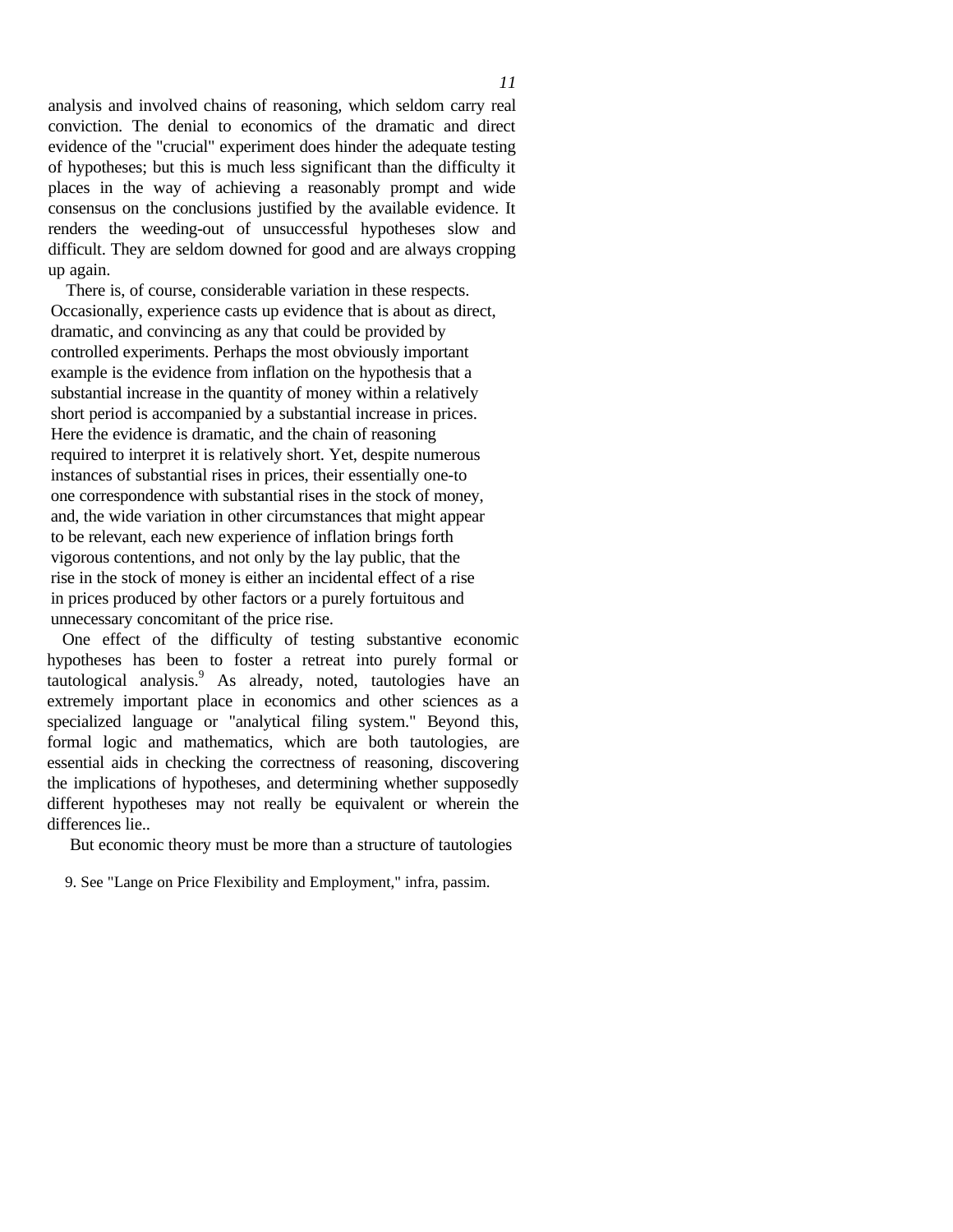analysis and involved chains of reasoning, which seldom carry real conviction. The denial to economics of the dramatic and direct evidence of the "crucial" experiment does hinder the adequate testing of hypotheses; but this is much less significant than the difficulty it places in the way of achieving a reasonably prompt and wide consensus on the conclusions justified by the available evidence. It renders the weeding-out of unsuccessful hypotheses slow and difficult. They are seldom downed for good and are always cropping up again.

There is, of course, considerable variation in these respects. Occasionally, experience casts up evidence that is about as direct, dramatic, and convincing as any that could be provided by controlled experiments. Perhaps the most obviously important example is the evidence from inflation on the hypothesis that a substantial increase in the quantity of money within a relatively short period is accompanied by a substantial increase in prices. Here the evidence is dramatic, and the chain of reasoning required to interpret it is relatively short. Yet, despite numerous instances of substantial rises in prices, their essentially one-to one correspondence with substantial rises in the stock of money, and, the wide variation in other circumstances that might appear to be relevant, each new experience of inflation brings forth vigorous contentions, and not only by the lay public, that the rise in the stock of money is either an incidental effect of a rise in prices produced by other factors or a purely fortuitous and unnecessary concomitant of the price rise.

One effect of the difficulty of testing substantive economic hypotheses has been to foster a retreat into purely formal or tautological analysis.[9] As already, noted, tautologies have an extremely important place in economics and other sciences as a specialized language or "analytical filing system." Beyond this, formal logic and mathematics, which are both tautologies, are essential aids in checking the correctness of reasoning, discovering the implications of hypotheses, and determining whether supposedly different hypotheses may not really be equivalent or wherein the differences lie..

But economic theory must be more than a structure of tautologies

9. See "Lange on Price Flexibility and Employment," infra, passim.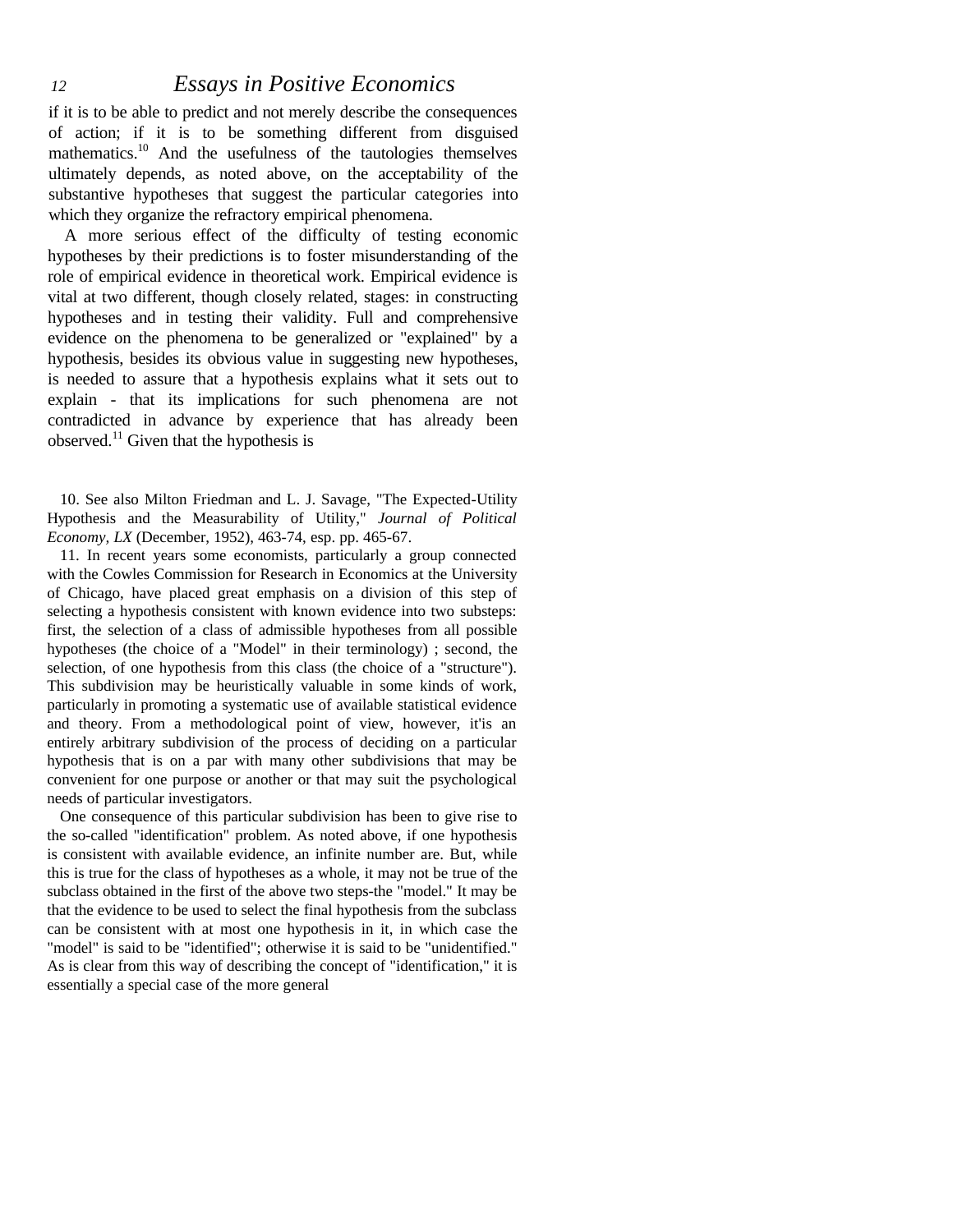if it is to be able to predict and not merely describe the consequences of action; if it is to be something different from disguised mathematics.[10] And the usefulness of the tautologies themselves ultimately depends, as noted above, on the acceptability of the substantive hypotheses that suggest the particular categories into which they organize the refractory empirical phenomena.

A more serious effect of the difficulty of testing economic hypotheses by their predictions is to foster misunderstanding of the role of empirical evidence in theoretical work. Empirical evidence is vital at two different, though closely related, stages: in constructing hypotheses and in testing their validity. Full and comprehensive evidence on the phenomena to be generalized or "explained" by a hypothesis, besides its obvious value in suggesting new hypotheses, is needed to assure that a hypothesis explains what it sets out to explain - that its implications for such phenomena are not contradicted in advance by experience that has already been observed.[11] Given that the hypothesis is

10. See also Milton Friedman and L. J. Savage, "The Expected-Utility Hypothesis and the Measurability of Utility," *Journal of Political Economy, LX* (December, 1952), 463-74, esp. pp. 465-67.

11. In recent years some economists, particularly a group connected with the Cowles Commission for Research in Economics at the University of Chicago, have placed great emphasis on a division of this step of selecting a hypothesis consistent with known evidence into two substeps: first, the selection of a class of admissible hypotheses from all possible hypotheses (the choice of a "Model" in their terminology) ; second, the selection, of one hypothesis from this class (the choice of a "structure"). This subdivision may be heuristically valuable in some kinds of work, particularly in promoting a systematic use of available statistical evidence and theory. From a methodological point of view, however, it'is an entirely arbitrary subdivision of the process of deciding on a particular hypothesis that is on a par with many other subdivisions that may be convenient for one purpose or another or that may suit the psychological needs of particular investigators.

One consequence of this particular subdivision has been to give rise to the so-called "identification" problem. As noted above, if one hypothesis is consistent with available evidence, an infinite number are. But, while this is true for the class of hypotheses as a whole, it may not be true of the subclass obtained in the first of the above two steps-the "model." It may be that the evidence to be used to select the final hypothesis from the subclass can be consistent with at most one hypothesis in it, in which case the "model" is said to be "identified"; otherwise it is said to be "unidentified." As is clear from this way of describing the concept of "identification," it is essentially a special case of the more general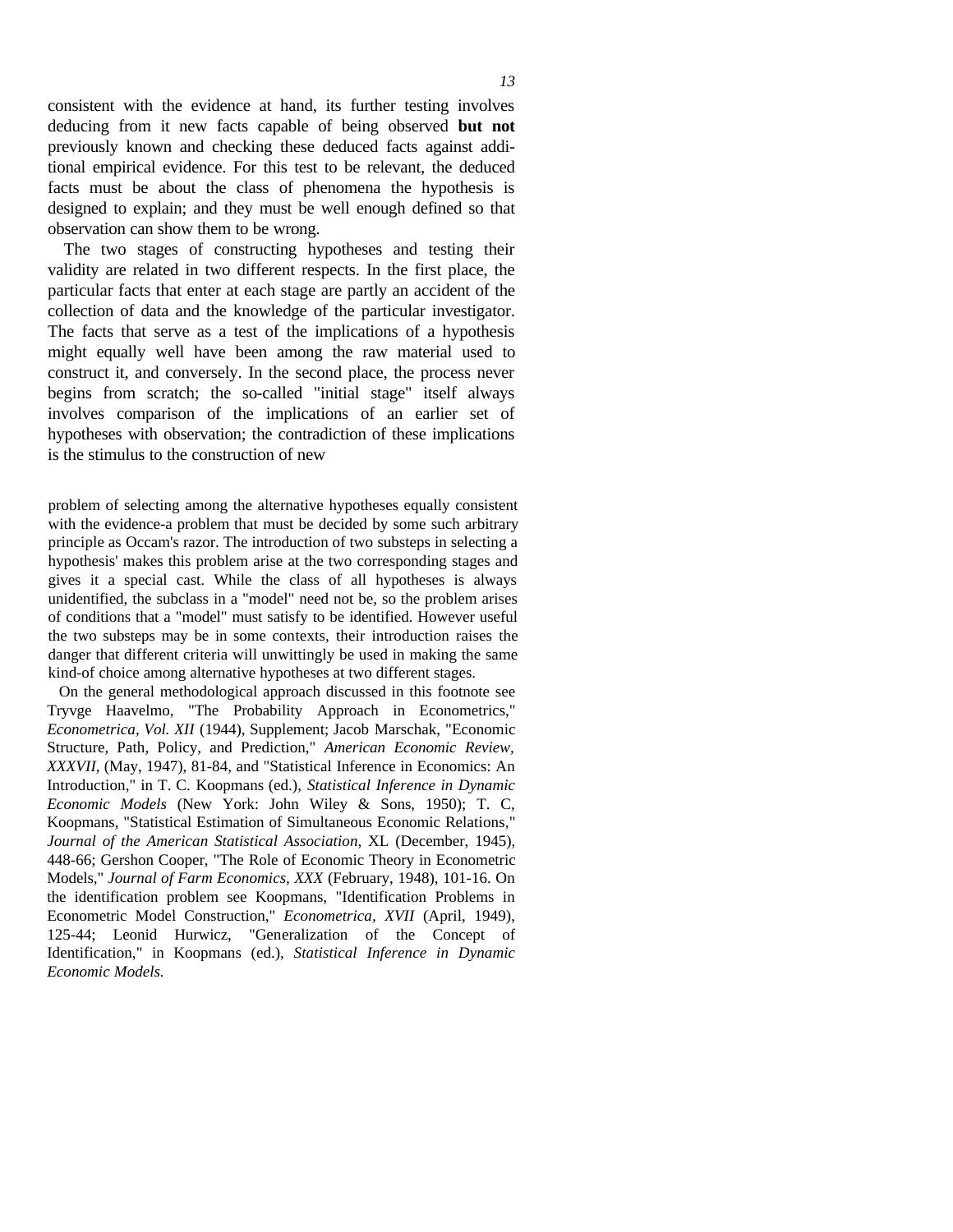consistent with the evidence at hand, its further testing involves deducing from it new facts capable of being observed **but not** previously known and checking these deduced facts against additional empirical evidence. For this test to be relevant, the deduced facts must be about the class of phenomena the hypothesis is designed to explain; and they must be well enough defined so that observation can show them to be wrong.

The two stages of constructing hypotheses and testing their validity are related in two different respects. In the first place, the particular facts that enter at each stage are partly an accident of the collection of data and the knowledge of the particular investigator. The facts that serve as a test of the implications of a hypothesis might equally well have been among the raw material used to construct it, and conversely. In the second place, the process never begins from scratch; the so-called "initial stage" itself always involves comparison of the implications of an earlier set of hypotheses with observation; the contradiction of these implications is the stimulus to the construction of new

problem of selecting among the alternative hypotheses equally consistent with the evidence-a problem that must be decided by some such arbitrary principle as Occam's razor. The introduction of two substeps in selecting a hypothesis' makes this problem arise at the two corresponding stages and gives it a special cast. While the class of all hypotheses is always unidentified, the subclass in a "model" need not be, so the problem arises of conditions that a "model" must satisfy to be identified. However useful the two substeps may be in some contexts, their introduction raises the danger that different criteria will unwittingly be used in making the same kind-of choice among alternative hypotheses at two different stages.

On the general methodological approach discussed in this footnote see Tryvge Haavelmo, "The Probability Approach in Econometrics," *Econometrica, Vol. XII* (1944), Supplement; Jacob Marschak, "Economic Structure, Path, Policy, and Prediction," *American Economic Review, XXXVII,* (May, 1947), 81-84, and "Statistical Inference in Economics: An Introduction," in T. C. Koopmans (ed.), *Statistical Inference in Dynamic Economic Models* (New York: John Wiley & Sons, 1950); T. C, Koopmans, "Statistical Estimation of Simultaneous Economic Relations," *Journal of the American Statistical Association,* XL (December, 1945), 448-66; Gershon Cooper, "The Role of Economic Theory in Econometric Models," *Journal of Farm Economics, XXX* (February, 1948), 101-16. On the identification problem see Koopmans, "Identification Problems in Econometric Model Construction," *Econometrica, XVII* (April, 1949), 125-44; Leonid Hurwicz, "Generalization of the Concept of Identification," in Koopmans (ed.), *Statistical Inference in Dynamic Economic Models.*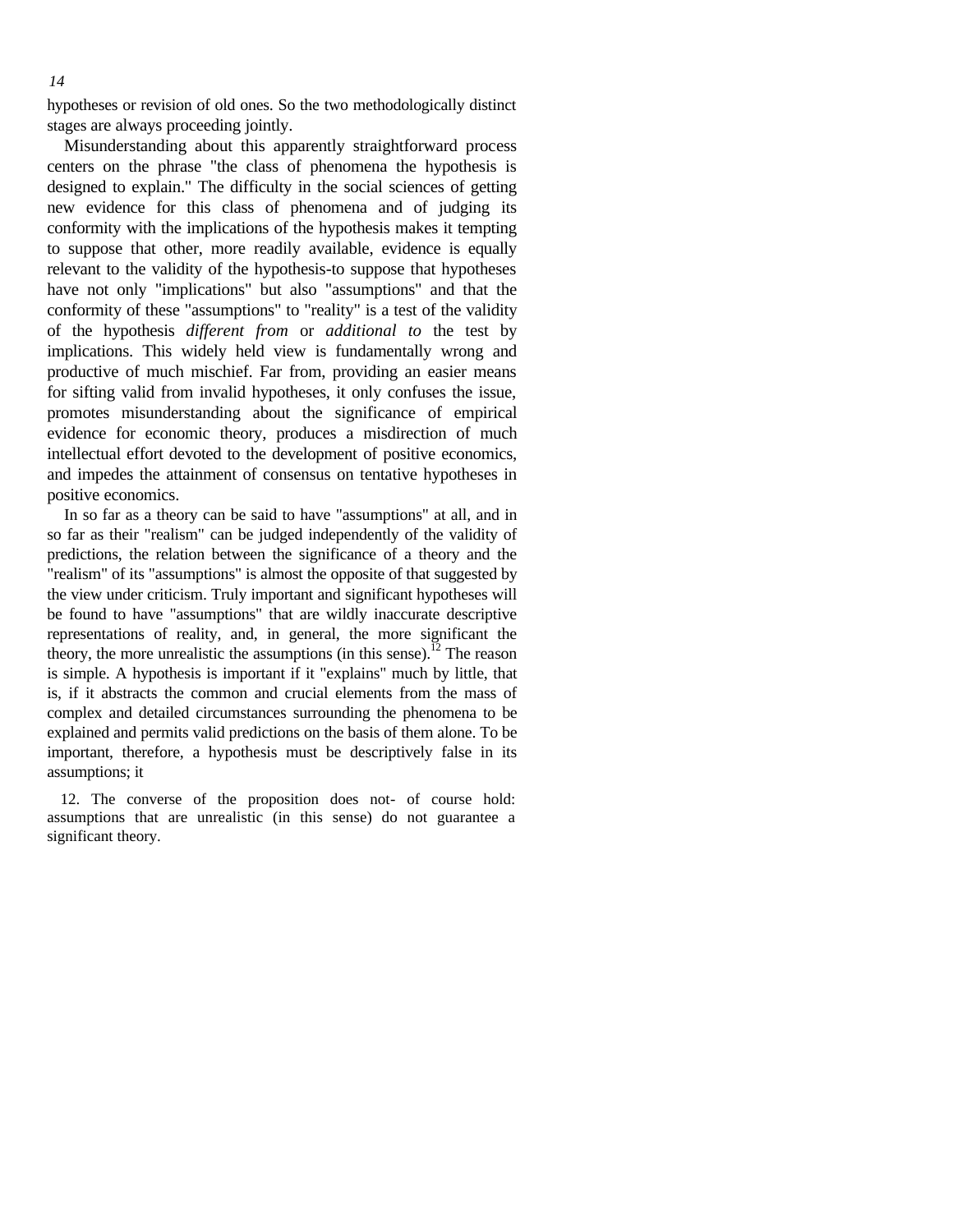hypotheses or revision of old ones. So the two methodologically distinct stages are always proceeding jointly.

Misunderstanding about this apparently straightforward process centers on the phrase "the class of phenomena the hypothesis is designed to explain." The difficulty in the social sciences of getting new evidence for this class of phenomena and of judging its conformity with the implications of the hypothesis makes it tempting to suppose that other, more readily available, evidence is equally relevant to the validity of the hypothesis-to suppose that hypotheses have not only "implications" but also "assumptions" and that the conformity of these "assumptions" to "reality" is a test of the validity of the hypothesis *different from* or *additional to* the test by implications. This widely held view is fundamentally wrong and productive of much mischief. Far from, providing an easier means for sifting valid from invalid hypotheses, it only confuses the issue, promotes misunderstanding about the significance of empirical evidence for economic theory, produces a misdirection of much intellectual effort devoted to the development of positive economics, and impedes the attainment of consensus on tentative hypotheses in positive economics.

In so far as a theory can be said to have "assumptions" at all, and in so far as their "realism" can be judged independently of the validity of predictions, the relation between the significance of a theory and the "realism" of its "assumptions" is almost the opposite of that suggested by the view under criticism. Truly important and significant hypotheses will be found to have "assumptions" that are wildly inaccurate descriptive representations of reality, and, in general, the more significant the theory, the more unrealistic the assumptions (in this sense).[12] The reason is simple. A hypothesis is important if it "explains" much by little, that is, if it abstracts the common and crucial elements from the mass of complex and detailed circumstances surrounding the phenomena to be explained and permits valid predictions on the basis of them alone. To be important, therefore, a hypothesis must be descriptively false in its assumptions; it

12. The converse of the proposition does not- of course hold: assumptions that are unrealistic (in this sense) do not guarantee a significant theory.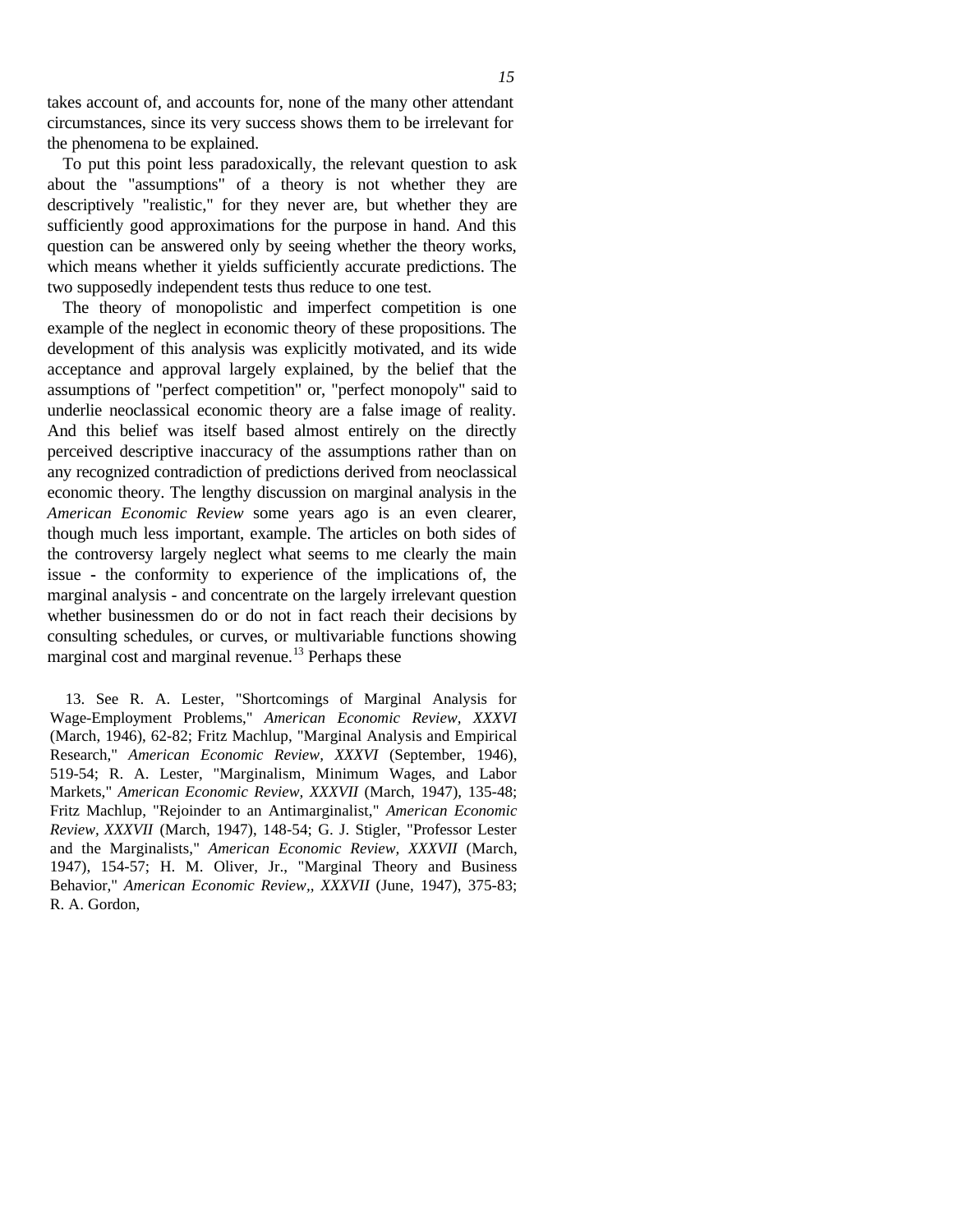takes account of, and accounts for, none of the many other attendant circumstances, since its very success shows them to be irrelevant for the phenomena to be explained.

To put this point less paradoxically, the relevant question to ask about the "assumptions" of a theory is not whether they are descriptively "realistic," for they never are, but whether they are sufficiently good approximations for the purpose in hand. And this question can be answered only by seeing whether the theory works, which means whether it yields sufficiently accurate predictions. The two supposedly independent tests thus reduce to one test.

The theory of monopolistic and imperfect competition is one example of the neglect in economic theory of these propositions. The development of this analysis was explicitly motivated, and its wide acceptance and approval largely explained, by the belief that the assumptions of "perfect competition" or, "perfect monopoly" said to underlie neoclassical economic theory are a false image of reality. And this belief was itself based almost entirely on the directly perceived descriptive inaccuracy of the assumptions rather than on any recognized contradiction of predictions derived from neoclassical economic theory. The lengthy discussion on marginal analysis in the *American Economic Review* some years ago is an even clearer, though much less important, example. The articles on both sides of the controversy largely neglect what seems to me clearly the main issue - the conformity to experience of the implications of, the marginal analysis - and concentrate on the largely irrelevant question whether businessmen do or do not in fact reach their decisions by consulting schedules, or curves, or multivariable functions showing marginal cost and marginal revenue.[13] Perhaps these

13. See R. A. Lester, "Shortcomings of Marginal Analysis for Wage-Employment Problems," *American Economic Review*, *XXXVI* (March, 1946), 62-82; Fritz Machlup, "Marginal Analysis and Empirical Research," *American Economic Review*, *XXXVI* (September, 1946), 519-54; R. A. Lester, "Marginalism, Minimum Wages, and Labor Markets," *American Economic Review, XXXVII* (March, 1947), 135-48; Fritz Machlup, "Rejoinder to an Antimarginalist," *American Economic Review, XXXVII* (March, 1947), 148-54; G. J. Stigler, "Professor Lester and the Marginalists," *American Economic Review, XXXVII* (March, 1947), 154-57; H. M. Oliver, Jr., "Marginal Theory and Business Behavior," *American Economic Review,, XXXVII* (June, 1947), 375-83; R. A. Gordon,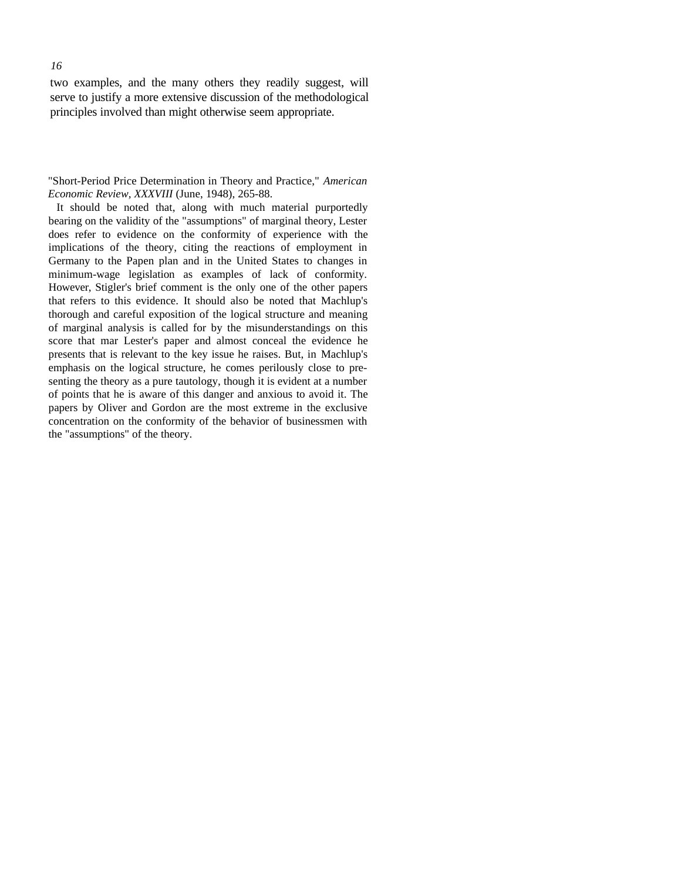two examples, and the many others they readily suggest, will serve to justify a more extensive discussion of the methodological principles involved than might otherwise seem appropriate.

"Short-Period Price Determination in Theory and Practice," *American Economic Review*, *XXXVIII* (June, 1948), 265-88.

It should be noted that, along with much material purportedly bearing on the validity of the "assumptions" of marginal theory, Lester does refer to evidence on the conformity of experience with the implications of the theory, citing the reactions of employment in Germany to the Papen plan and in the United States to changes in minimum-wage legislation as examples of lack of conformity. However, Stigler's brief comment is the only one of the other papers that refers to this evidence. It should also be noted that Machlup's thorough and careful exposition of the logical structure and meaning of marginal analysis is called for by the misunderstandings on this score that mar Lester's paper and almost conceal the evidence he presents that is relevant to the key issue he raises. But, in Machlup's emphasis on the logical structure, he comes perilously close to presenting the theory as a pure tautology, though it is evident at a number of points that he is aware of this danger and anxious to avoid it. The papers by Oliver and Gordon are the most extreme in the exclusive concentration on the conformity of the behavior of businessmen with the "assumptions" of the theory.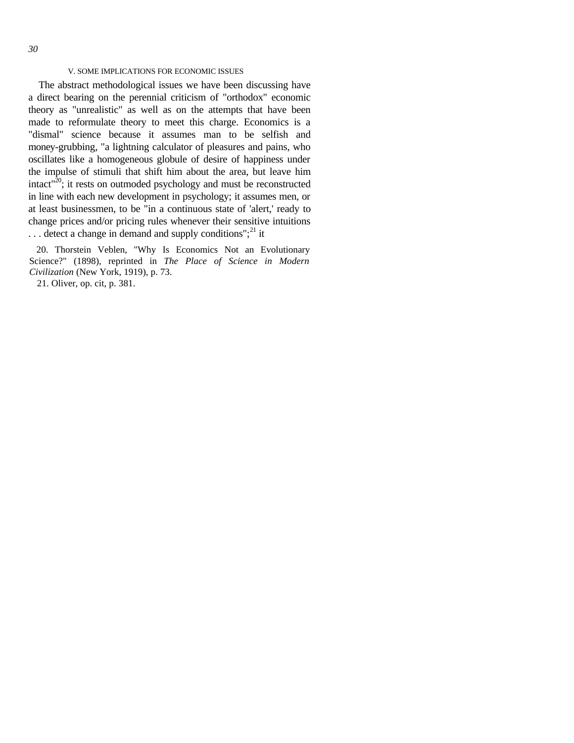## V. SOME IMPLICATIONS FOR ECONOMIC ISSUES

The abstract methodological issues we have been discussing have a direct bearing on the perennial criticism of "orthodox" economic theory as "unrealistic" as well as on the attempts that have been made to reformulate theory to meet this charge. Economics is a "dismal" science because it assumes man to be selfish and money-grubbing, "a lightning calculator of pleasures and pains, who oscillates like a homogeneous globule of desire of happiness under the impulse of stimuli that shift him about the area, but leave him intact"[20]; it rests on outmoded psychology and must be reconstructed in line with each new development in psychology; it assumes men, or at least businessmen, to be "in a continuous state of 'alert,' ready to change prices and/or pricing rules whenever their sensitive intuitions . . . detect a change in demand and supply conditions";[21] it

20. Thorstein Veblen, "Why Is Economics Not an Evolutionary Science?" (1898), reprinted in *The Place of Science in Modern Civilization* (New York, 1919), p. 73.

21. Oliver, op. cit, p. 381.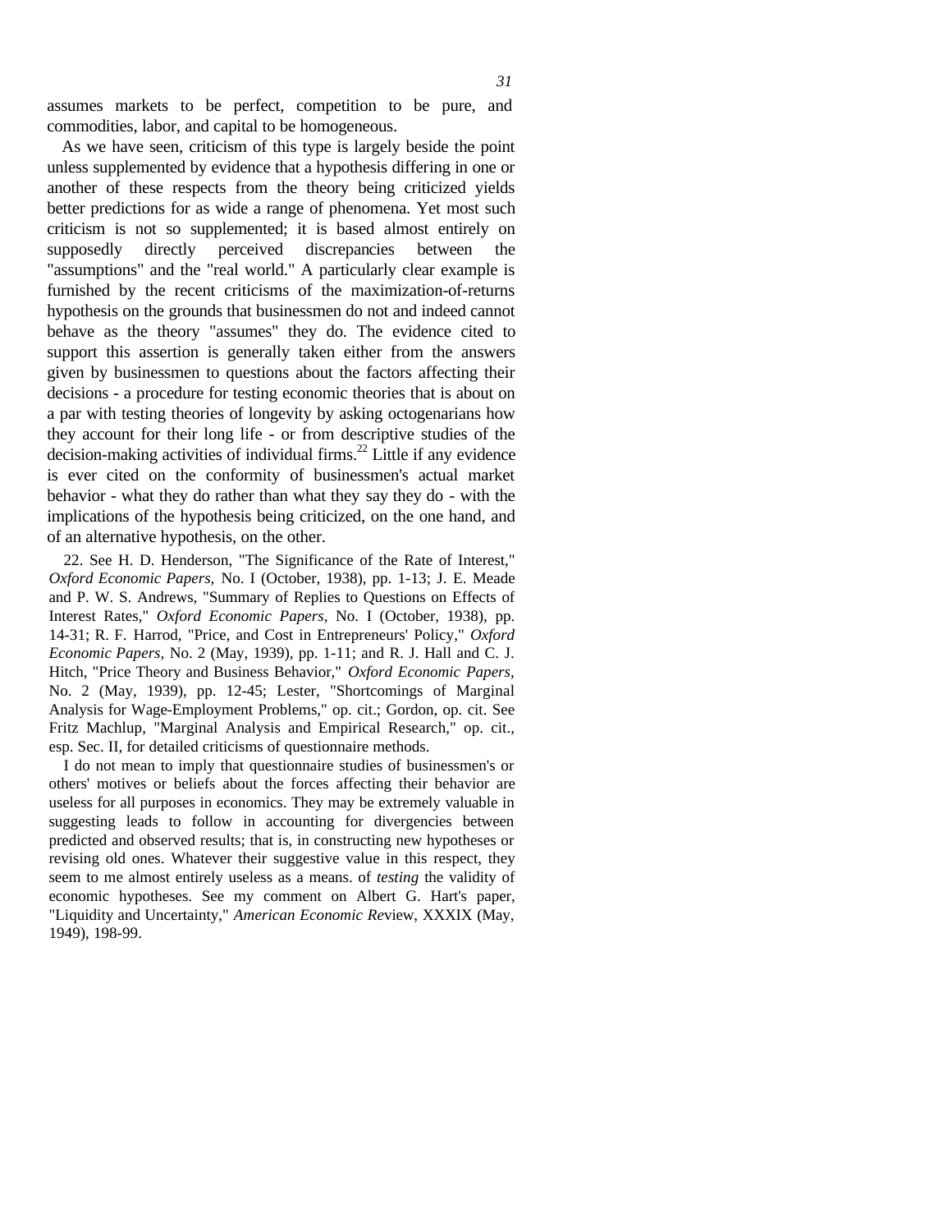assumes markets to be perfect, competition to be pure, and commodities, labor, and capital to be homogeneous.

As we have seen, criticism of this type is largely beside the point unless supplemented by evidence that a hypothesis differing in one or another of these respects from the theory being criticized yields better predictions for as wide a range of phenomena. Yet most such criticism is not so supplemented; it is based almost entirely on supposedly directly perceived discrepancies between the "assumptions" and the "real world." A particularly clear example is furnished by the recent criticisms of the maximization-of-returns hypothesis on the grounds that businessmen do not and indeed cannot behave as the theory "assumes" they do. The evidence cited to support this assertion is generally taken either from the answers given by businessmen to questions about the factors affecting their decisions - a procedure for testing economic theories that is about on a par with testing theories of longevity by asking octogenarians how they account for their long life - or from descriptive studies of the decision-making activities of individual firms.[22] Little if any evidence is ever cited on the conformity of businessmen's actual market behavior - what they do rather than what they say they do - with the implications of the hypothesis being criticized, on the one hand, and of an alternative hypothesis, on the other.

22. See H. D. Henderson, "The Significance of the Rate of Interest," *Oxford Economic Papers,* No. I (October, 1938), pp. 1-13; J. E. Meade and P. W. S. Andrews, "Summary of Replies to Questions on Effects of Interest Rates," *Oxford Economic Papers,* No. I (October, 1938), pp. 14-31; R. F. Harrod, "Price, and Cost in Entrepreneurs' Policy," *Oxford Economic Papers,* No. 2 (May, 1939), pp. 1-11; and R. J. Hall and C. J. Hitch, "Price Theory and Business Behavior," *Oxford Economic Papers,* No. 2 (May, 1939), pp. 12-45; Lester, "Shortcomings of Marginal Analysis for Wage-Employment Problems," op. cit.; Gordon, op. cit. See Fritz Machlup, "Marginal Analysis and Empirical Research," op. cit., esp. Sec. II, for detailed criticisms of questionnaire methods.

I do not mean to imply that questionnaire studies of businessmen's or others' motives or beliefs about the forces affecting their behavior are useless for all purposes in economics. They may be extremely valuable in suggesting leads to follow in accounting for divergencies between predicted and observed results; that is, in constructing new hypotheses or revising old ones. Whatever their suggestive value in this respect, they seem to me almost entirely useless as a means. of *testing* the validity of economic hypotheses. See my comment on Albert G. Hart's paper, "Liquidity and Uncertainty," *American Economic Review*, XXXIX (May, 1949), 198-99.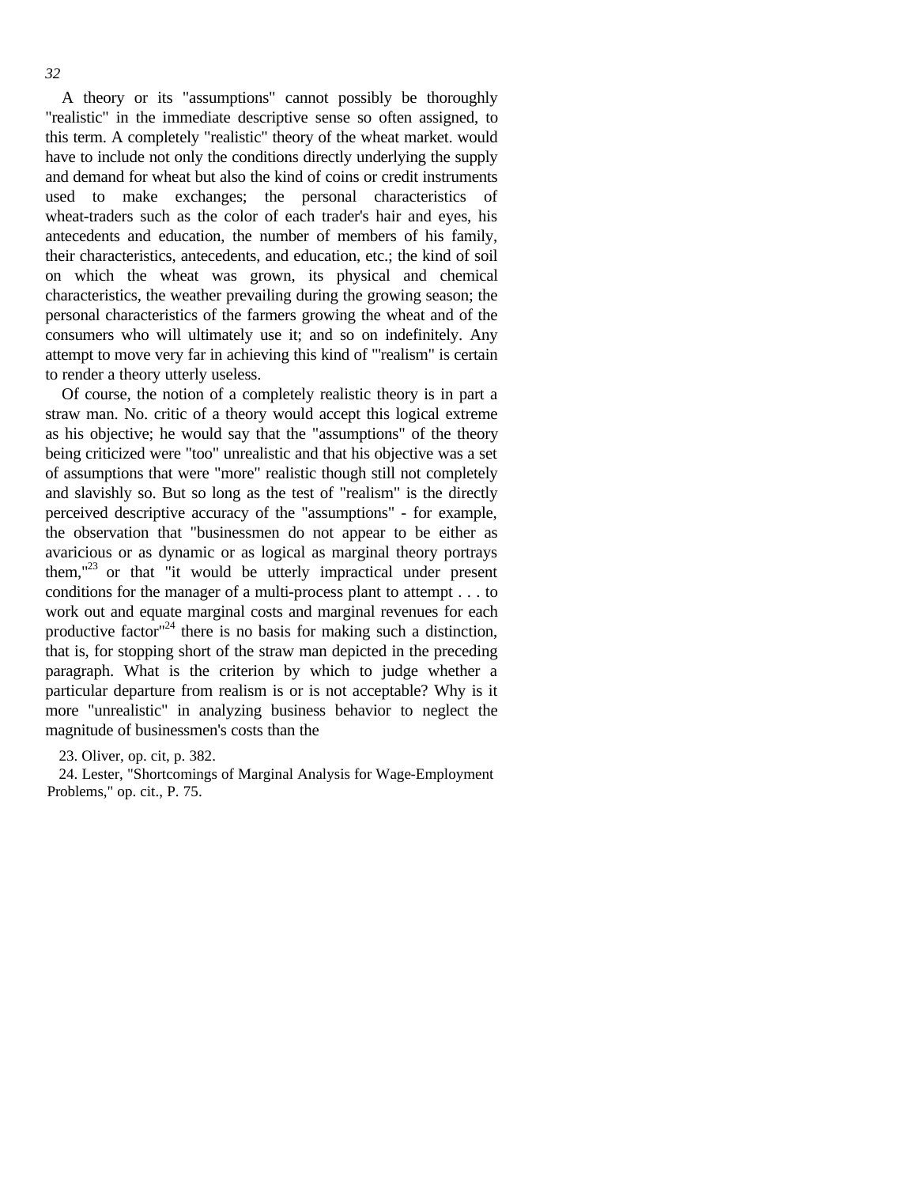A theory or its "assumptions" cannot possibly be thoroughly "realistic" in the immediate descriptive sense so often assigned, to this term. A completely "realistic" theory of the wheat market. would have to include not only the conditions directly underlying the supply and demand for wheat but also the kind of coins or credit instruments used to make exchanges; the personal characteristics of wheat-traders such as the color of each trader's hair and eyes, his antecedents and education, the number of members of his family, their characteristics, antecedents, and education, etc.; the kind of soil on which the wheat was grown, its physical and chemical characteristics, the weather prevailing during the growing season; the personal characteristics of the farmers growing the wheat and of the consumers who will ultimately use it; and so on indefinitely. Any attempt to move very far in achieving this kind of "'realism" is certain to render a theory utterly useless.

Of course, the notion of a completely realistic theory is in part a straw man. No. critic of a theory would accept this logical extreme as his objective; he would say that the "assumptions" of the theory being criticized were "too" unrealistic and that his objective was a set of assumptions that were "more" realistic though still not completely and slavishly so. But so long as the test of "realism" is the directly perceived descriptive accuracy of the "assumptions" - for example, the observation that "businessmen do not appear to be either as avaricious or as dynamic or as logical as marginal theory portrays them,"[23] or that "it would be utterly impractical under present conditions for the manager of a multi-process plant to attempt . . . to work out and equate marginal costs and marginal revenues for each productive factor"[24] there is no basis for making such a distinction, that is, for stopping short of the straw man depicted in the preceding paragraph. What is the criterion by which to judge whether a particular departure from realism is or is not acceptable? Why is it more "unrealistic" in analyzing business behavior to neglect the magnitude of businessmen's costs than the

23. Oliver, op. cit, p. 382.

24. Lester, "Shortcomings of Marginal Analysis for Wage-Employment Problems," op. cit., P. 75.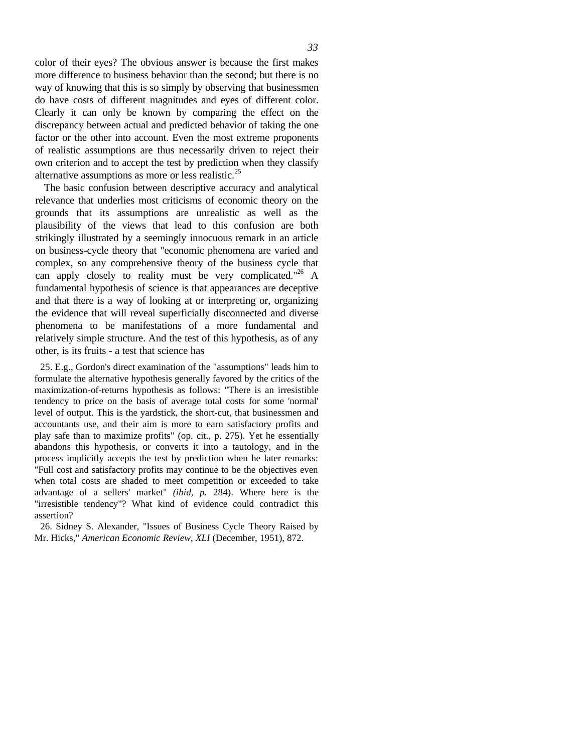color of their eyes? The obvious answer is because the first makes more difference to business behavior than the second; but there is no way of knowing that this is so simply by observing that businessmen do have costs of different magnitudes and eyes of different color. Clearly it can only be known by comparing the effect on the discrepancy between actual and predicted behavior of taking the one factor or the other into account. Even the most extreme proponents of realistic assumptions are thus necessarily driven to reject their own criterion and to accept the test by prediction when they classify alternative assumptions as more or less realistic.[25]

The basic confusion between descriptive accuracy and analytical relevance that underlies most criticisms of economic theory on the grounds that its assumptions are unrealistic as well as the plausibility of the views that lead to this confusion are both strikingly illustrated by a seemingly innocuous remark in an article on business-cycle theory that "economic phenomena are varied and complex, so any comprehensive theory of the business cycle that can apply closely to reality must be very complicated."[26] A fundamental hypothesis of science is that appearances are deceptive and that there is a way of looking at or interpreting or, organizing the evidence that will reveal superficially disconnected and diverse phenomena to be manifestations of a more fundamental and relatively simple structure. And the test of this hypothesis, as of any other, is its fruits - a test that science has

25. E.g., Gordon's direct examination of the "assumptions" leads him to formulate the alternative hypothesis generally favored by the critics of the maximization-of-returns hypothesis as follows: "There is an irresistible tendency to price on the basis of average total costs for some 'normal' level of output. This is the yardstick, the short-cut, that businessmen and accountants use, and their aim is more to earn satisfactory profits and play safe than to maximize profits" (op. cit., p. 275). Yet he essentially abandons this hypothesis, or converts it into a tautology, and in the process implicitly accepts the test by prediction when he later remarks: "Full cost and satisfactory profits may continue to be the objectives even when total costs are shaded to meet competition or exceeded to take advantage of a sellers' market" *(ibid, p.* 284). Where here is the "irresistible tendency"? What kind of evidence could contradict this assertion?

26. Sidney S. Alexander, "Issues of Business Cycle Theory Raised by Mr. Hicks," *American Economic Review, XLI* (December, 1951), 872.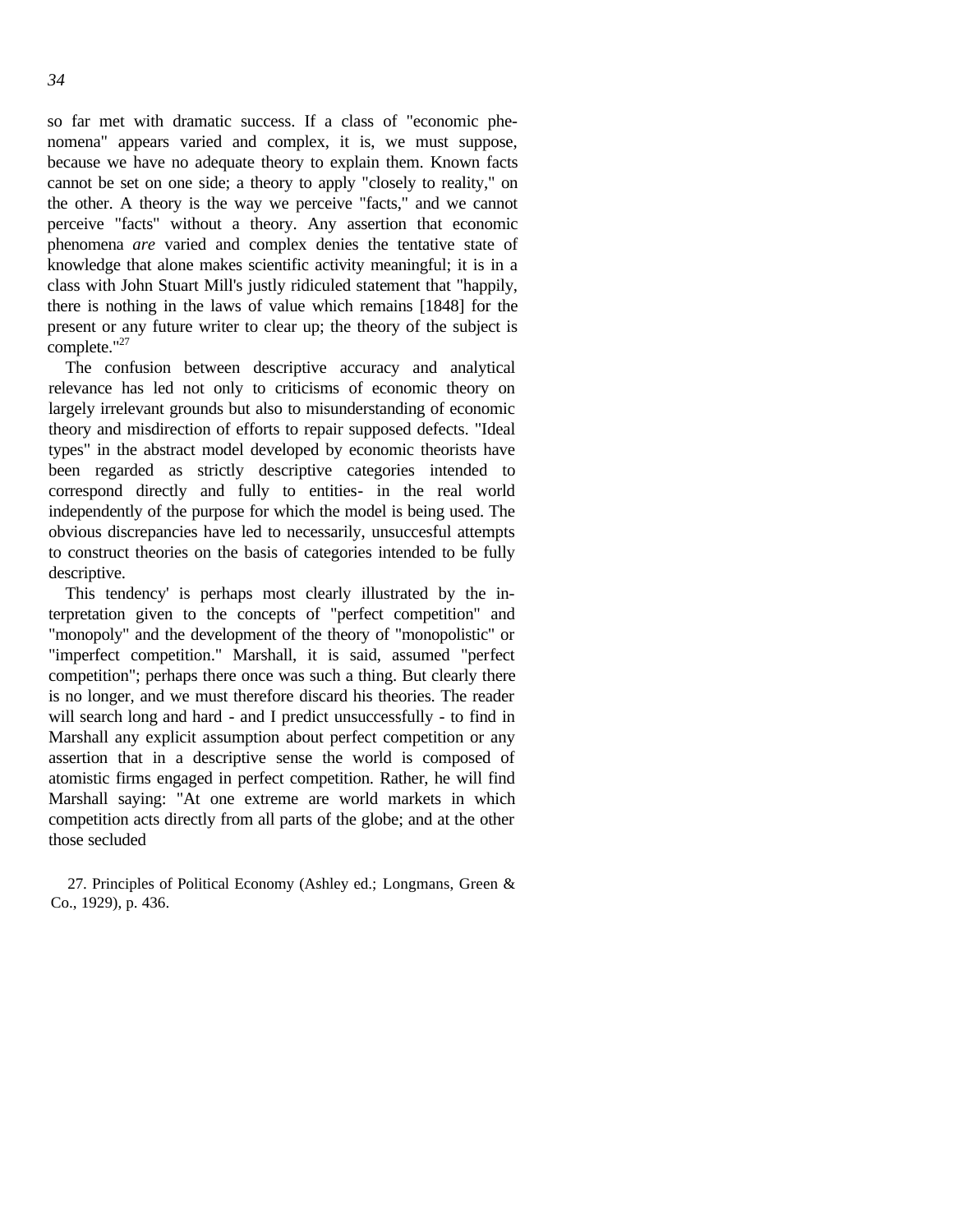so far met with dramatic success. If a class of "economic phenomena" appears varied and complex, it is, we must suppose, because we have no adequate theory to explain them. Known facts cannot be set on one side; a theory to apply "closely to reality," on the other. A theory is the way we perceive "facts," and we cannot perceive "facts" without a theory. Any assertion that economic phenomena *are* varied and complex denies the tentative state of knowledge that alone makes scientific activity meaningful; it is in a class with John Stuart Mill's justly ridiculed statement that "happily, there is nothing in the laws of value which remains [1848] for the present or any future writer to clear up; the theory of the subject is complete."[27]

The confusion between descriptive accuracy and analytical relevance has led not only to criticisms of economic theory on largely irrelevant grounds but also to misunderstanding of economic theory and misdirection of efforts to repair supposed defects. "Ideal types" in the abstract model developed by economic theorists have been regarded as strictly descriptive categories intended to correspond directly and fully to entities- in the real world independently of the purpose for which the model is being used. The obvious discrepancies have led to necessarily, unsuccesful attempts to construct theories on the basis of categories intended to be fully descriptive.

This tendency' is perhaps most clearly illustrated by the interpretation given to the concepts of "perfect competition" and "monopoly" and the development of the theory of "monopolistic" or "imperfect competition." Marshall, it is said, assumed "perfect competition"; perhaps there once was such a thing. But clearly there is no longer, and we must therefore discard his theories. The reader will search long and hard - and I predict unsuccessfully - to find in Marshall any explicit assumption about perfect competition or any assertion that in a descriptive sense the world is composed of atomistic firms engaged in perfect competition. Rather, he will find Marshall saying: "At one extreme are world markets in which competition acts directly from all parts of the globe; and at the other those secluded

27. Principles of Political Economy (Ashley ed.; Longmans, Green & Co., 1929), p. 436.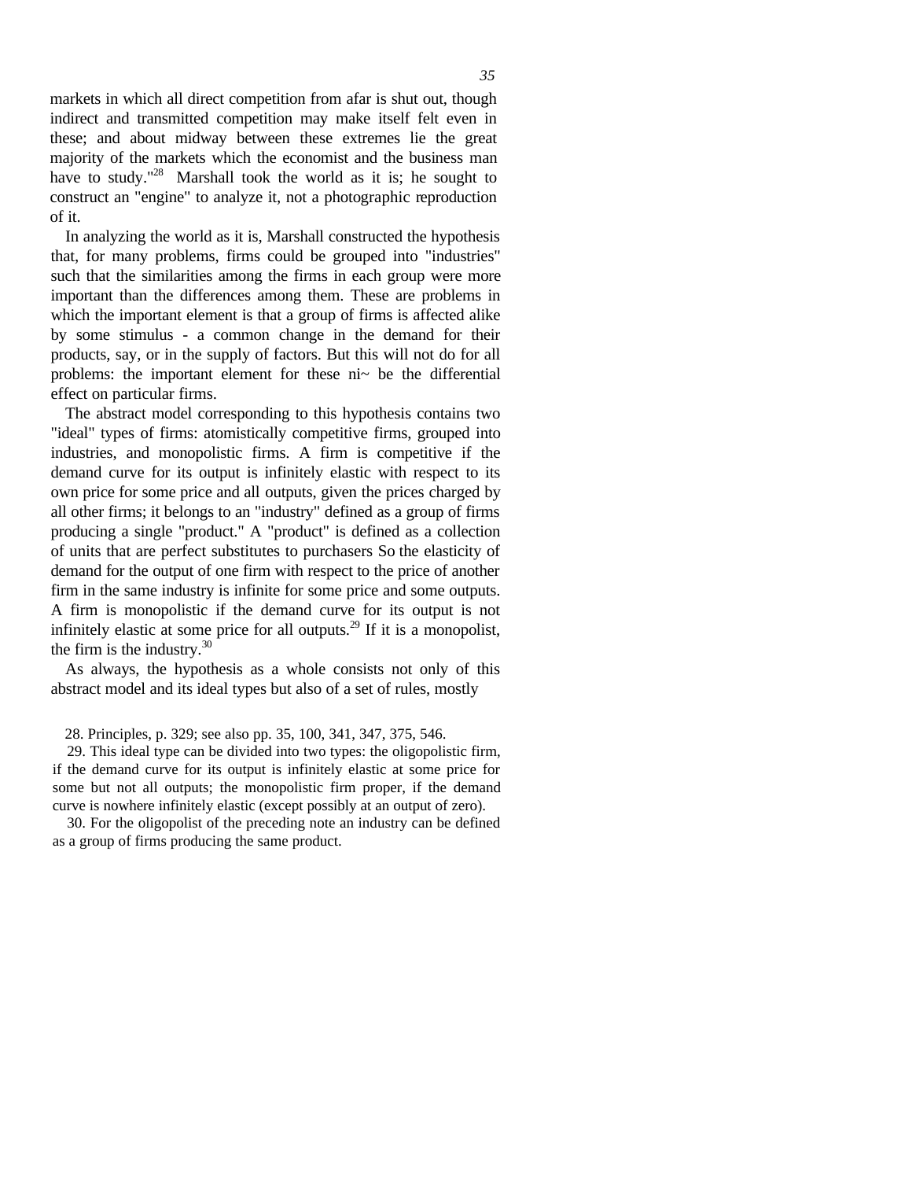markets in which all direct competition from afar is shut out, though indirect and transmitted competition may make itself felt even in these; and about midway between these extremes lie the great majority of the markets which the economist and the business man have to study."[28] Marshall took the world as it is; he sought to construct an "engine" to analyze it, not a photographic reproduction of it.

In analyzing the world as it is, Marshall constructed the hypothesis that, for many problems, firms could be grouped into "industries" such that the similarities among the firms in each group were more important than the differences among them. These are problems in which the important element is that a group of firms is affected alike by some stimulus - a common change in the demand for their products, say, or in the supply of factors. But this will not do for all problems: the important element for these ni~ be the differential effect on particular firms.

The abstract model corresponding to this hypothesis contains two "ideal" types of firms: atomistically competitive firms, grouped into industries, and monopolistic firms. A firm is competitive if the demand curve for its output is infinitely elastic with respect to its own price for some price and all outputs, given the prices charged by all other firms; it belongs to an "industry" defined as a group of firms producing a single "product." A "product" is defined as a collection of units that are perfect substitutes to purchasers So the elasticity of demand for the output of one firm with respect to the price of another firm in the same industry is infinite for some price and some outputs. A firm is monopolistic if the demand curve for its output is not infinitely elastic at some price for all outputs.[29] If it is a monopolist, the firm is the industry.[30]

As always, the hypothesis as a whole consists not only of this abstract model and its ideal types but also of a set of rules, mostly

28. Principles, p. 329; see also pp. 35, 100, 341, 347, 375, 546.

29. This ideal type can be divided into two types: the oligopolistic firm, if the demand curve for its output is infinitely elastic at some price for some but not all outputs; the monopolistic firm proper, if the demand curve is nowhere infinitely elastic (except possibly at an output of zero).

30. For the oligopolist of the preceding note an industry can be defined as a group of firms producing the same product.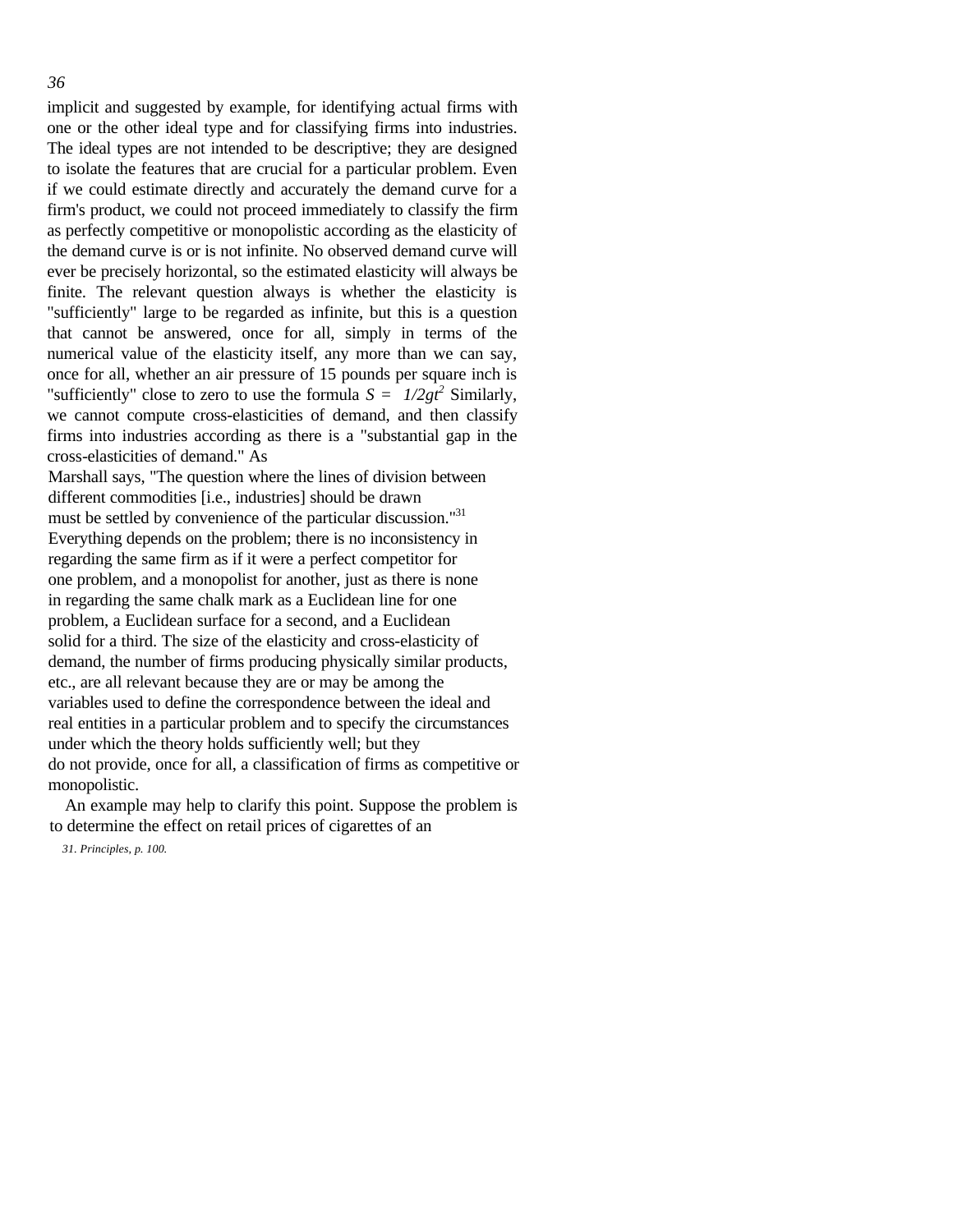implicit and suggested by example, for identifying actual firms with one or the other ideal type and for classifying firms into industries. The ideal types are not intended to be descriptive; they are designed to isolate the features that are crucial for a particular problem. Even if we could estimate directly and accurately the demand curve for a firm's product, we could not proceed immediately to classify the firm as perfectly competitive or monopolistic according as the elasticity of the demand curve is or is not infinite. No observed demand curve will ever be precisely horizontal, so the estimated elasticity will always be finite. The relevant question always is whether the elasticity is "sufficiently" large to be regarded as infinite, but this is a question that cannot be answered, once for all, simply in terms of the numerical value of the elasticity itself, any more than we can say, once for all, whether an air pressure of 15 pounds per square inch is "sufficiently" close to zero to use the formula $S = 1/2gt^2$ Similarly, we cannot compute cross-elasticities of demand, and then classify firms into industries according as there is a "substantial gap in the cross-elasticities of demand." As Marshall says, "The question where the lines of division between different commodities [i.e., industries] should be drawn must be settled by convenience of the particular discussion."[31] Everything depends on the problem; there is no inconsistency in regarding the same firm as if it were a perfect competitor for one problem, and a monopolist for another, just as there is none in regarding the same chalk mark as a Euclidean line for one problem, a Euclidean surface for a second, and a Euclidean solid for a third. The size of the elasticity and cross-elasticity of demand, the number of firms producing physically similar products, etc., are all relevant because they are or may be among the variables used to define the correspondence between the ideal and real entities in a particular problem and to specify the circumstances under which the theory holds sufficiently well; but they do not provide, once for all, a classification of firms as competitive or monopolistic.

An example may help to clarify this point. Suppose the problem is to determine the effect on retail prices of cigarettes of an

31. *Principles*, p. 100.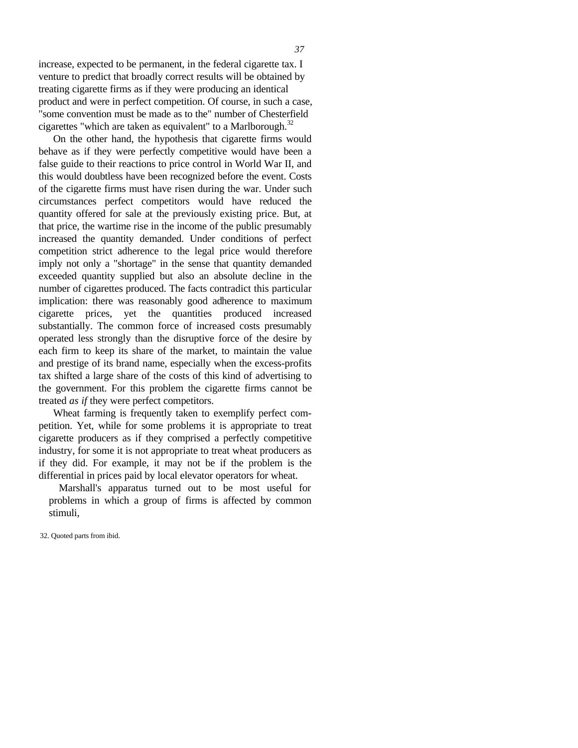increase, expected to be permanent, in the federal cigarette tax. I venture to predict that broadly correct results will be obtained by treating cigarette firms as if they were producing an identical product and were in perfect competition. Of course, in such a case, "some convention must be made as to the" number of Chesterfield cigarettes "which are taken as equivalent" to a Marlborough.[32]

On the other hand, the hypothesis that cigarette firms would behave as if they were perfectly competitive would have been a false guide to their reactions to price control in World War II, and this would doubtless have been recognized before the event. Costs of the cigarette firms must have risen during the war. Under such circumstances perfect competitors would have reduced the quantity offered for sale at the previously existing price. But, at that price, the wartime rise in the income of the public presumably increased the quantity demanded. Under conditions of perfect competition strict adherence to the legal price would therefore imply not only a "shortage" in the sense that quantity demanded exceeded quantity supplied but also an absolute decline in the number of cigarettes produced. The facts contradict this particular implication: there was reasonably good adherence to maximum cigarette prices, yet the quantities produced increased substantially. The common force of increased costs presumably operated less strongly than the disruptive force of the desire by each firm to keep its share of the market, to maintain the value and prestige of its brand name, especially when the excess-profits tax shifted a large share of the costs of this kind of advertising to the government. For this problem the cigarette firms cannot be treated *as if* they were perfect competitors.

Wheat farming is frequently taken to exemplify perfect competition. Yet, while for some problems it is appropriate to treat cigarette producers as if they comprised a perfectly competitive industry, for some it is not appropriate to treat wheat producers as if they did. For example, it may not be if the problem is the differential in prices paid by local elevator operators for wheat.

Marshall's apparatus turned out to be most useful for problems in which a group of firms is affected by common stimuli,

32. Quoted parts from ibid.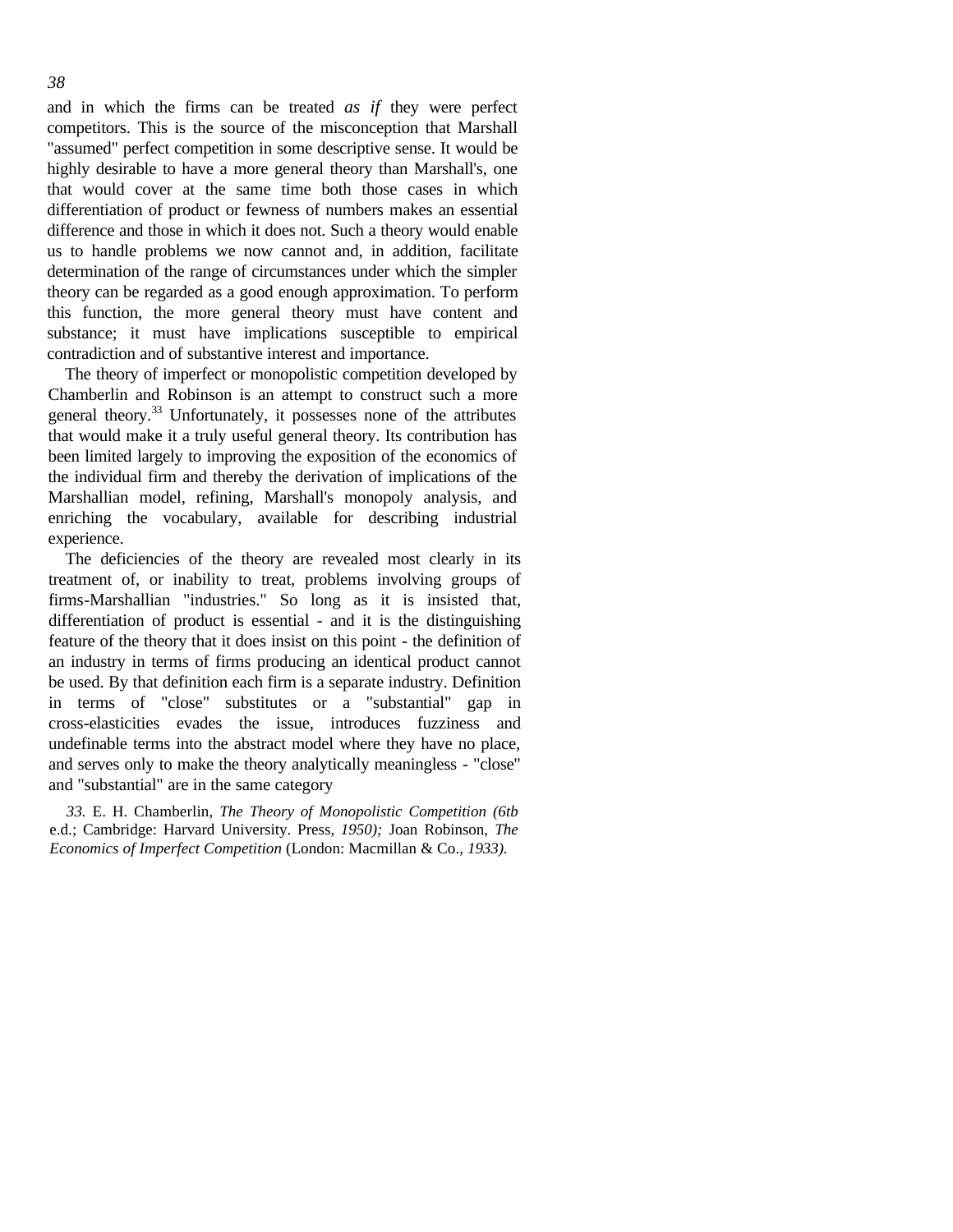and in which the firms can be treated *as if* they were perfect competitors. This is the source of the misconception that Marshall "assumed" perfect competition in some descriptive sense. It would be highly desirable to have a more general theory than Marshall's, one that would cover at the same time both those cases in which differentiation of product or fewness of numbers makes an essential difference and those in which it does not. Such a theory would enable us to handle problems we now cannot and, in addition, facilitate determination of the range of circumstances under which the simpler theory can be regarded as a good enough approximation. To perform this function, the more general theory must have content and substance; it must have implications susceptible to empirical contradiction and of substantive interest and importance.

The theory of imperfect or monopolistic competition developed by Chamberlin and Robinson is an attempt to construct such a more general theory.[33] Unfortunately, it possesses none of the attributes that would make it a truly useful general theory. Its contribution has been limited largely to improving the exposition of the economics of the individual firm and thereby the derivation of implications of the Marshallian model, refining, Marshall's monopoly analysis, and enriching the vocabulary, available for describing industrial experience.

The deficiencies of the theory are revealed most clearly in its treatment of, or inability to treat, problems involving groups of firms-Marshallian "industries." So long as it is insisted that, differentiation of product is essential - and it is the distinguishing feature of the theory that it does insist on this point - the definition of an industry in terms of firms producing an identical product cannot be used. By that definition each firm is a separate industry. Definition in terms of "close" substitutes or a "substantial" gap in cross-elasticities evades the issue, introduces fuzziness and undefinable terms into the abstract model where they have no place, and serves only to make the theory analytically meaningless - "close" and "substantial" are in the same category

33. E. H. Chamberlin, *The Theory of Monopolistic Competition (6tb* e.d.; Cambridge: Harvard University. Press, *1950);* Joan Robinson, *The Economics of Imperfect Competition* (London: Macmillan & Co., *1933).*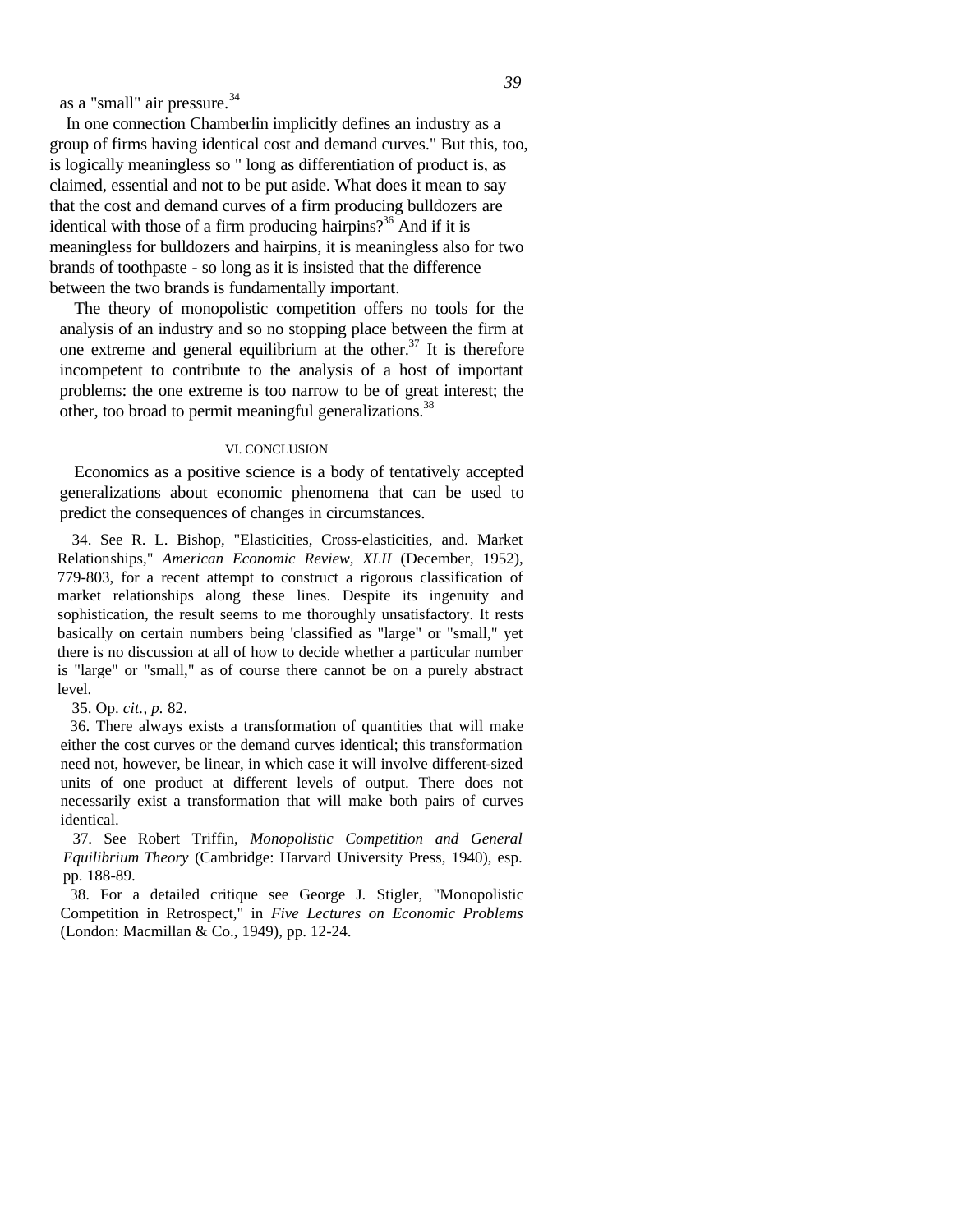as a "small" air pressure.[34]

In one connection Chamberlin implicitly defines an industry as a group of firms having identical cost and demand curves." But this, too, is logically meaningless so " long as differentiation of product is, as claimed, essential and not to be put aside. What does it mean to say that the cost and demand curves of a firm producing bulldozers are identical with those of a firm producing hairpins?[36] And if it is meaningless for bulldozers and hairpins, it is meaningless also for two brands of toothpaste - so long as it is insisted that the difference between the two brands is fundamentally important.

The theory of monopolistic competition offers no tools for the analysis of an industry and so no stopping place between the firm at one extreme and general equilibrium at the other.[37] It is therefore incompetent to contribute to the analysis of a host of important problems: the one extreme is too narrow to be of great interest; the other, too broad to permit meaningful generalizations.[38]

## VI. CONCLUSION

Economics as a positive science is a body of tentatively accepted generalizations about economic phenomena that can be used to predict the consequences of changes in circumstances.

34. See R. L. Bishop, "Elasticities, Cross-elasticities, and. Market Relationships," *American Economic Review, XLII* (December, 1952), 779-803, for a recent attempt to construct a rigorous classification of market relationships along these lines. Despite its ingenuity and sophistication, the result seems to me thoroughly unsatisfactory. It rests basically on certain numbers being 'classified as "large" or "small," yet there is no discussion at all of how to decide whether a particular number is "large" or "small," as of course there cannot be on a purely abstract level.

35. Op. *cit., p.* 82.

36. There always exists a transformation of quantities that will make either the cost curves or the demand curves identical; this transformation need not, however, be linear, in which case it will involve different-sized units of one product at different levels of output. There does not necessarily exist a transformation that will make both pairs of curves identical.

37. See Robert Triffin, *Monopolistic Competition and General Equilibrium Theory* (Cambridge: Harvard University Press, 1940), esp. pp. 188-89.

38. For a detailed critique see George J. Stigler, "Monopolistic Competition in Retrospect," in *Five Lectures on Economic Problems* (London: Macmillan & Co., 1949), pp. 12-24.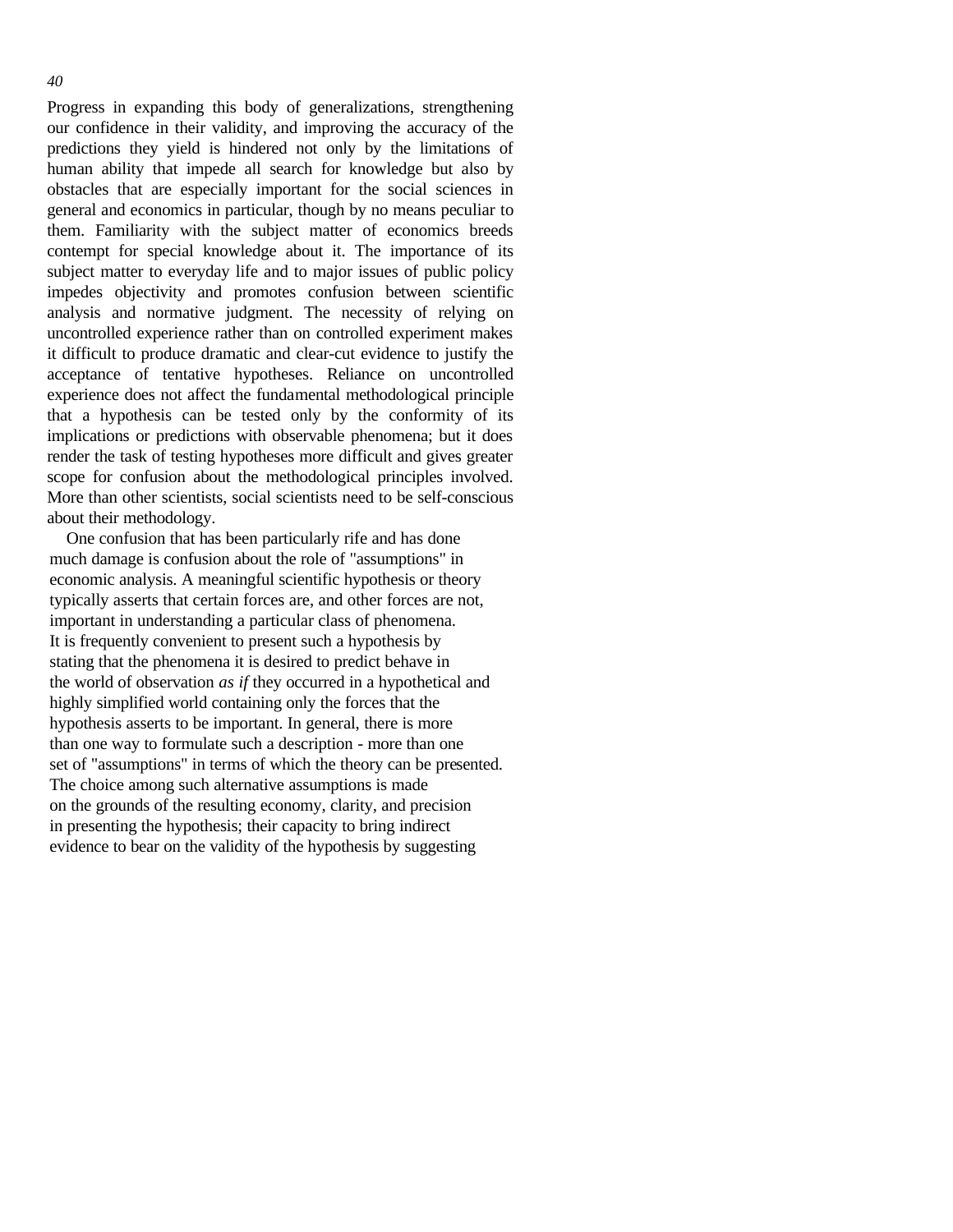Progress in expanding this body of generalizations, strengthening our confidence in their validity, and improving the accuracy of the predictions they yield is hindered not only by the limitations of human ability that impede all search for knowledge but also by obstacles that are especially important for the social sciences in general and economics in particular, though by no means peculiar to them. Familiarity with the subject matter of economics breeds contempt for special knowledge about it. The importance of its subject matter to everyday life and to major issues of public policy impedes objectivity and promotes confusion between scientific analysis and normative judgment. The necessity of relying on uncontrolled experience rather than on controlled experiment makes it difficult to produce dramatic and clear-cut evidence to justify the acceptance of tentative hypotheses. Reliance on uncontrolled experience does not affect the fundamental methodological principle that a hypothesis can be tested only by the conformity of its implications or predictions with observable phenomena; but it does render the task of testing hypotheses more difficult and gives greater scope for confusion about the methodological principles involved. More than other scientists, social scientists need to be self-conscious about their methodology.

One confusion that has been particularly rife and has done much damage is confusion about the role of "assumptions" in economic analysis. A meaningful scientific hypothesis or theory typically asserts that certain forces are, and other forces are not, important in understanding a particular class of phenomena. It is frequently convenient to present such a hypothesis by stating that the phenomena it is desired to predict behave in the world of observation *as if* they occurred in a hypothetical and highly simplified world containing only the forces that the hypothesis asserts to be important. In general, there is more than one way to formulate such a description - more than one set of "assumptions" in terms of which the theory can be presented. The choice among such alternative assumptions is made on the grounds of the resulting economy, clarity, and precision in presenting the hypothesis; their capacity to bring indirect evidence to bear on the validity of the hypothesis by suggesting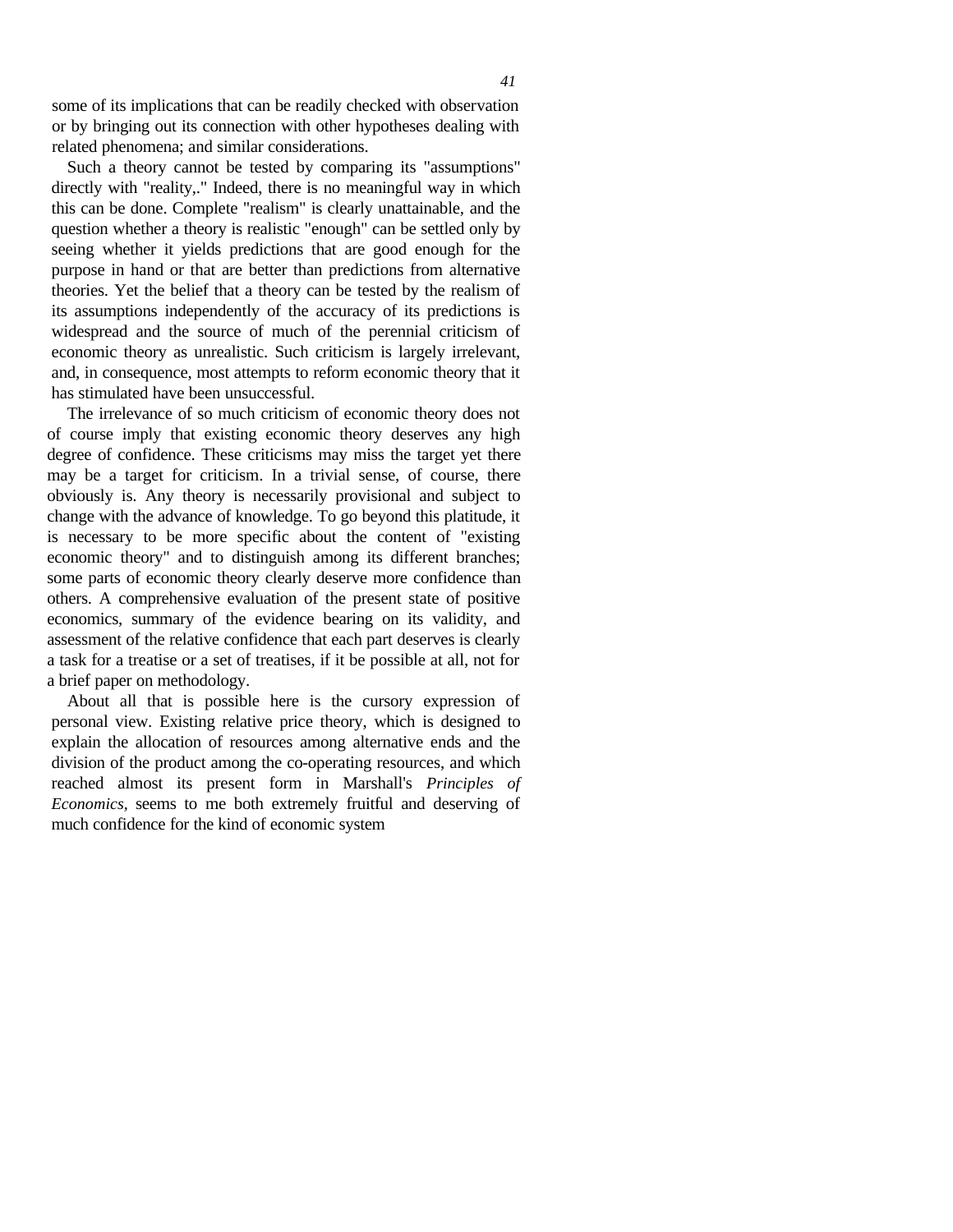some of its implications that can be readily checked with observation or by bringing out its connection with other hypotheses dealing with related phenomena; and similar considerations.

Such a theory cannot be tested by comparing its "assumptions" directly with "reality,." Indeed, there is no meaningful way in which this can be done. Complete "realism" is clearly unattainable, and the question whether a theory is realistic "enough" can be settled only by seeing whether it yields predictions that are good enough for the purpose in hand or that are better than predictions from alternative theories. Yet the belief that a theory can be tested by the realism of its assumptions independently of the accuracy of its predictions is widespread and the source of much of the perennial criticism of economic theory as unrealistic. Such criticism is largely irrelevant, and, in consequence, most attempts to reform economic theory that it has stimulated have been unsuccessful.

The irrelevance of so much criticism of economic theory does not of course imply that existing economic theory deserves any high degree of confidence. These criticisms may miss the target yet there may be a target for criticism. In a trivial sense, of course, there obviously is. Any theory is necessarily provisional and subject to change with the advance of knowledge. To go beyond this platitude, it is necessary to be more specific about the content of "existing economic theory" and to distinguish among its different branches; some parts of economic theory clearly deserve more confidence than others. A comprehensive evaluation of the present state of positive economics, summary of the evidence bearing on its validity, and assessment of the relative confidence that each part deserves is clearly a task for a treatise or a set of treatises, if it be possible at all, not for a brief paper on methodology.

About all that is possible here is the cursory expression of personal view. Existing relative price theory, which is designed to explain the allocation of resources among alternative ends and the division of the product among the co-operating resources, and which reached almost its present form in Marshall's *Principles of Economics,* seems to me both extremely fruitful and deserving of much confidence for the kind of economic system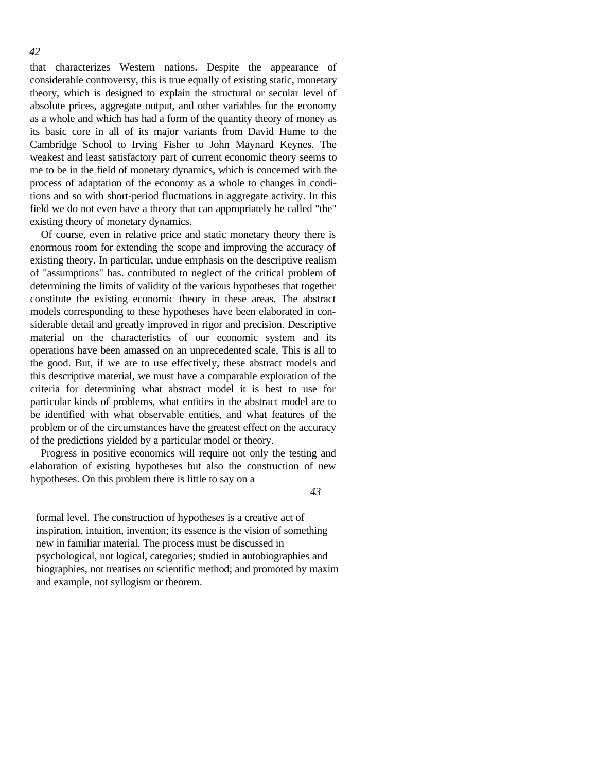that characterizes Western nations. Despite the appearance of considerable controversy, this is true equally of existing static, monetary theory, which is designed to explain the structural or secular level of absolute prices, aggregate output, and other variables for the economy as a whole and which has had a form of the quantity theory of money as its basic core in all of its major variants from David Hume to the Cambridge School to Irving Fisher to John Maynard Keynes. The weakest and least satisfactory part of current economic theory seems to me to be in the field of monetary dynamics, which is concerned with the process of adaptation of the economy as a whole to changes in conditions and so with short-period fluctuations in aggregate activity. In this field we do not even have a theory that can appropriately be called "the" existing theory of monetary dynamics.

Of course, even in relative price and static monetary theory there is enormous room for extending the scope and improving the accuracy of existing theory. In particular, undue emphasis on the descriptive realism of "assumptions" has. contributed to neglect of the critical problem of determining the limits of validity of the various hypotheses that together constitute the existing economic theory in these areas. The abstract models corresponding to these hypotheses have been elaborated in considerable detail and greatly improved in rigor and precision. Descriptive material on the characteristics of our economic system and its operations have been amassed on an unprecedented scale, This is all to the good. But, if we are to use effectively, these abstract models and this descriptive material, we must have a comparable exploration of the criteria for determining what abstract model it is best to use for particular kinds of problems, what entities in the abstract model are to be identified with what observable entities, and what features of the problem or of the circumstances have the greatest effect on the accuracy of the predictions yielded by a particular model or theory.

Progress in positive economics will require not only the testing and elaboration of existing hypotheses but also the construction of new hypotheses. On this problem there is little to say on a formal level. The construction of hypotheses is a creative act of inspiration, intuition, invention; its essence is the vision of something new in familiar material. The process must be discussed in psychological, not logical, categories; studied in autobiographies and biographies, not treatises on scientific method; and promoted by maxim and example, not syllogism or theorem.